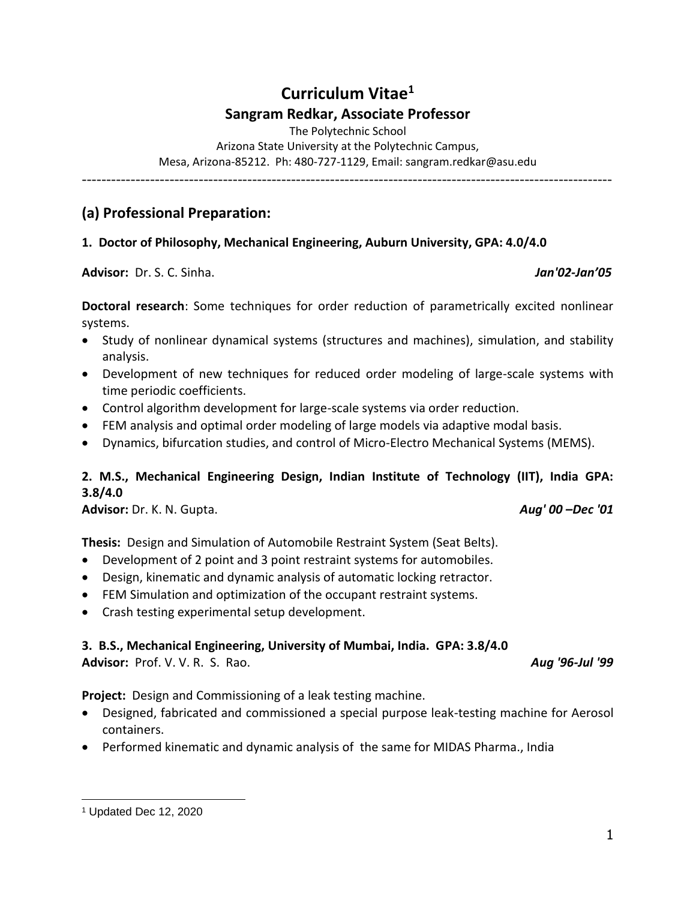# Curriculum Vitae[1]

## Sangram Redkar, Associate Professor

The Polytechnic School
Arizona State University at the Polytechnic Campus,
Mesa, Arizona-85212. Ph: 480-727-1129, Email: sangram.redkar@asu.edu

---

## (a) Professional Preparation:

**1. Doctor of Philosophy, Mechanical Engineering, Auburn University, GPA: 4.0/4.0**

**Advisor:** Dr. S. C. Sinha. ***Jan'02-Jan'05***

**Doctoral research**: Some techniques for order reduction of parametrically excited nonlinear systems.

- Study of nonlinear dynamical systems (structures and machines), simulation, and stability analysis.
- Development of new techniques for reduced order modeling of large-scale systems with time periodic coefficients.
- Control algorithm development for large-scale systems via order reduction.
- FEM analysis and optimal order modeling of large models via adaptive modal basis.
- Dynamics, bifurcation studies, and control of Micro-Electro Mechanical Systems (MEMS).

**2. M.S., Mechanical Engineering Design, Indian Institute of Technology (IIT), India GPA: 3.8/4.0**

**Advisor:** Dr. K. N. Gupta. ***Aug' 00 –Dec '01***

**Thesis:** Design and Simulation of Automobile Restraint System (Seat Belts).

- Development of 2 point and 3 point restraint systems for automobiles.
- Design, kinematic and dynamic analysis of automatic locking retractor.
- FEM Simulation and optimization of the occupant restraint systems.
- Crash testing experimental setup development.

**3. B.S., Mechanical Engineering, University of Mumbai, India. GPA: 3.8/4.0**

**Advisor:** Prof. V. V. R. S. Rao. ***Aug '96-Jul '99***

**Project:** Design and Commissioning of a leak testing machine.

- Designed, fabricated and commissioned a special purpose leak-testing machine for Aerosol containers.
- Performed kinematic and dynamic analysis of the same for MIDAS Pharma., India

---

[1] Updated Dec 12, 2020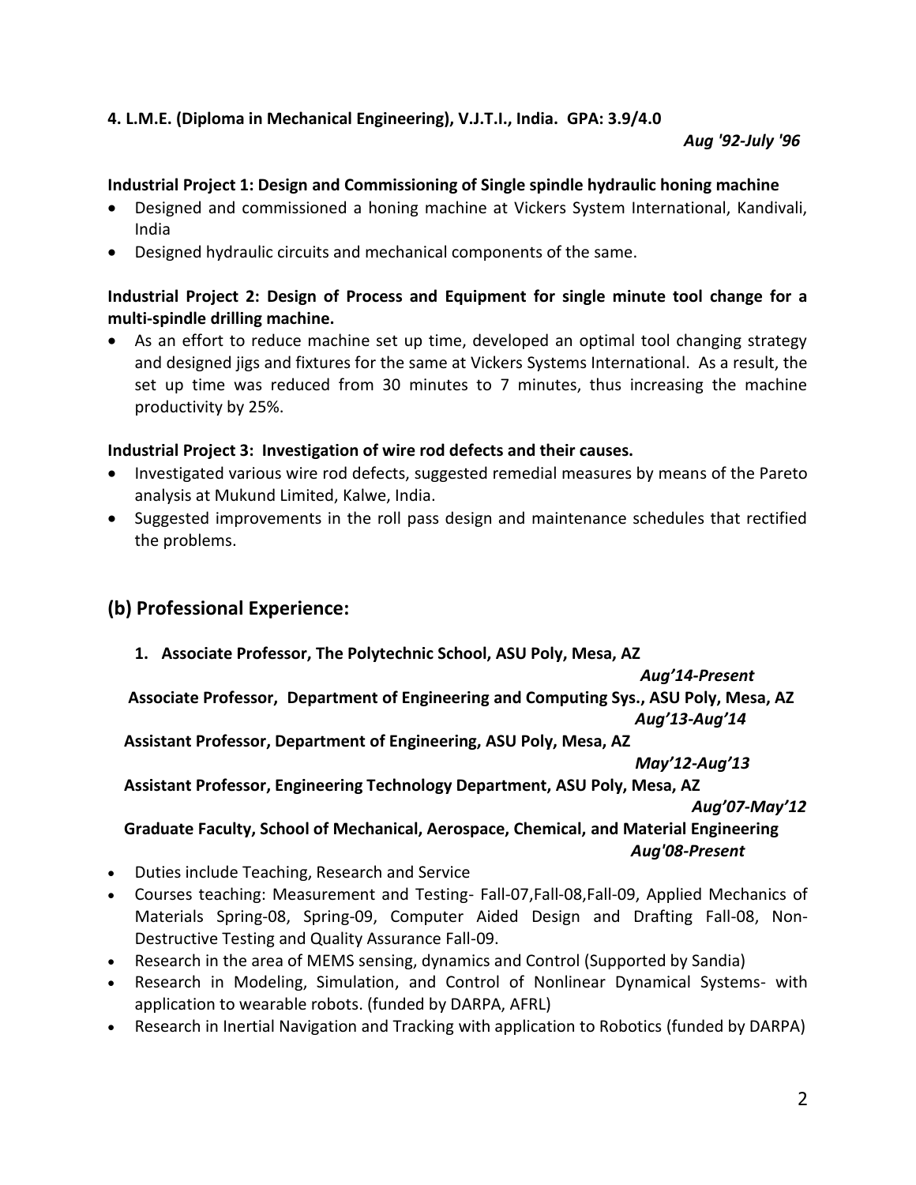**4. L.M.E. (Diploma in Mechanical Engineering), V.J.T.I., India. GPA: 3.9/4.0**

*Aug '92-July '96*

**Industrial Project 1: Design and Commissioning of Single spindle hydraulic honing machine**

- Designed and commissioned a honing machine at Vickers System International, Kandivali, India
- Designed hydraulic circuits and mechanical components of the same.

**Industrial Project 2: Design of Process and Equipment for single minute tool change for a multi-spindle drilling machine.**

- As an effort to reduce machine set up time, developed an optimal tool changing strategy and designed jigs and fixtures for the same at Vickers Systems International. As a result, the set up time was reduced from 30 minutes to 7 minutes, thus increasing the machine productivity by 25%.

**Industrial Project 3: Investigation of wire rod defects and their causes.**

- Investigated various wire rod defects, suggested remedial measures by means of the Pareto analysis at Mukund Limited, Kalwe, India.
- Suggested improvements in the roll pass design and maintenance schedules that rectified the problems.

## (b) Professional Experience:

1. **Associate Professor, The Polytechnic School, ASU Poly, Mesa, AZ**

   *Aug'14-Present*

   **Associate Professor, Department of Engineering and Computing Sys., ASU Poly, Mesa, AZ**

   *Aug'13-Aug'14*

   **Assistant Professor, Department of Engineering, ASU Poly, Mesa, AZ**

   *May'12-Aug'13*

   **Assistant Professor, Engineering Technology Department, ASU Poly, Mesa, AZ**

   *Aug'07-May'12*

   **Graduate Faculty, School of Mechanical, Aerospace, Chemical, and Material Engineering**

   *Aug'08-Present*

- Duties include Teaching, Research and Service
- Courses teaching: Measurement and Testing- Fall-07,Fall-08,Fall-09, Applied Mechanics of Materials Spring-08, Spring-09, Computer Aided Design and Drafting Fall-08, Non-Destructive Testing and Quality Assurance Fall-09.
- Research in the area of MEMS sensing, dynamics and Control (Supported by Sandia)
- Research in Modeling, Simulation, and Control of Nonlinear Dynamical Systems- with application to wearable robots. (funded by DARPA, AFRL)
- Research in Inertial Navigation and Tracking with application to Robotics (funded by DARPA)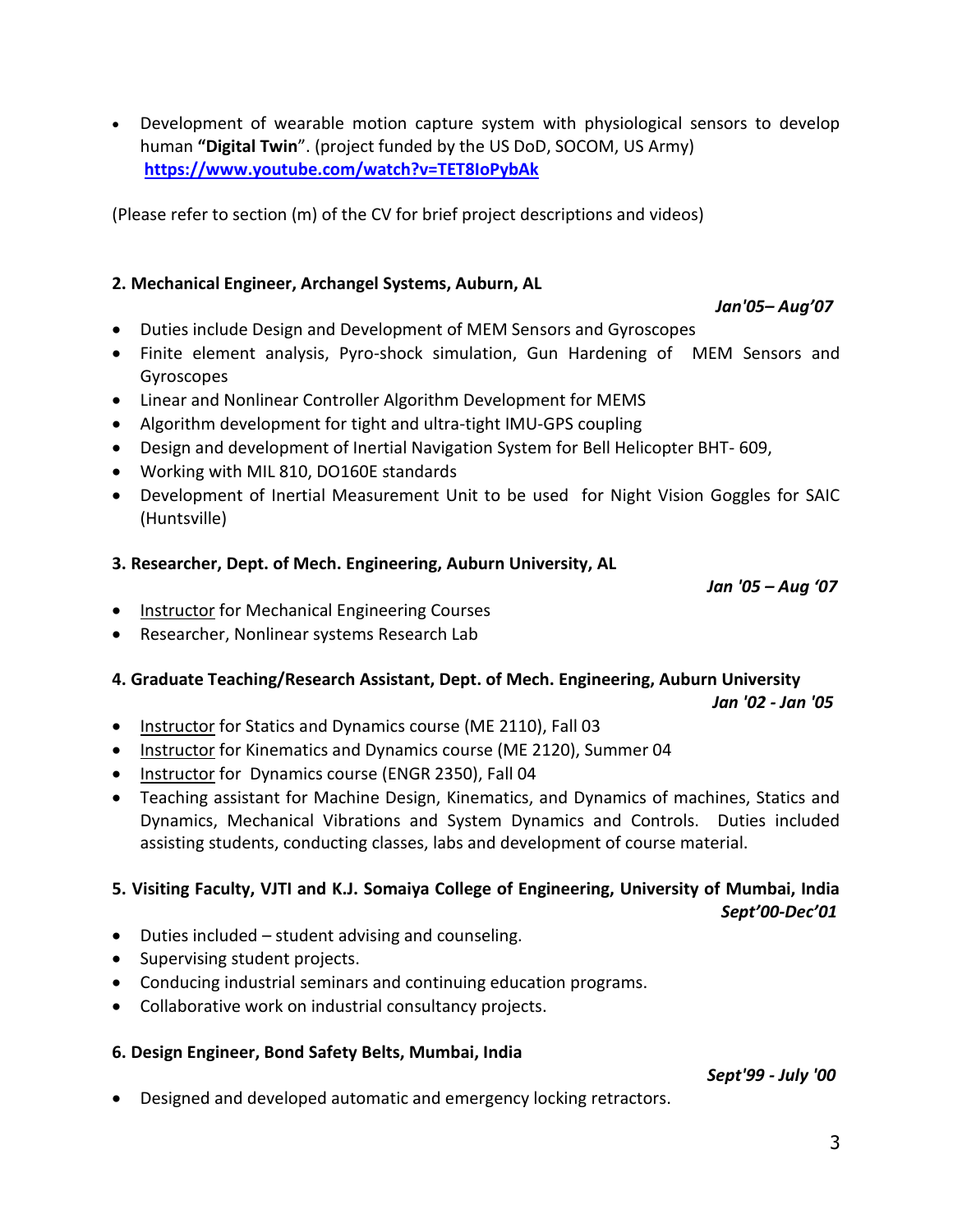- Development of wearable motion capture system with physiological sensors to develop human **"Digital Twin"**. (project funded by the US DoD, SOCOM, US Army) **https://www.youtube.com/watch?v=TET8IoPybAk**

(Please refer to section (m) of the CV for brief project descriptions and videos)

**2. Mechanical Engineer, Archangel Systems, Auburn, AL**

*Jan'05– Aug'07*

- Duties include Design and Development of MEM Sensors and Gyroscopes
- Finite element analysis, Pyro-shock simulation, Gun Hardening of MEM Sensors and Gyroscopes
- Linear and Nonlinear Controller Algorithm Development for MEMS
- Algorithm development for tight and ultra-tight IMU-GPS coupling
- Design and development of Inertial Navigation System for Bell Helicopter BHT- 609,
- Working with MIL 810, DO160E standards
- Development of Inertial Measurement Unit to be used for Night Vision Goggles for SAIC (Huntsville)

**3. Researcher, Dept. of Mech. Engineering, Auburn University, AL**

*Jan '05 – Aug '07*

- Instructor for Mechanical Engineering Courses
- Researcher, Nonlinear systems Research Lab

**4. Graduate Teaching/Research Assistant, Dept. of Mech. Engineering, Auburn University**

*Jan '02 - Jan '05*

- Instructor for Statics and Dynamics course (ME 2110), Fall 03
- Instructor for Kinematics and Dynamics course (ME 2120), Summer 04
- Instructor for Dynamics course (ENGR 2350), Fall 04
- Teaching assistant for Machine Design, Kinematics, and Dynamics of machines, Statics and Dynamics, Mechanical Vibrations and System Dynamics and Controls. Duties included assisting students, conducting classes, labs and development of course material.

**5. Visiting Faculty, VJTI and K.J. Somaiya College of Engineering, University of Mumbai, India**

*Sept'00-Dec'01*

- Duties included – student advising and counseling.
- Supervising student projects.
- Conducing industrial seminars and continuing education programs.
- Collaborative work on industrial consultancy projects.

**6. Design Engineer, Bond Safety Belts, Mumbai, India**

*Sept'99 - July '00*

- Designed and developed automatic and emergency locking retractors.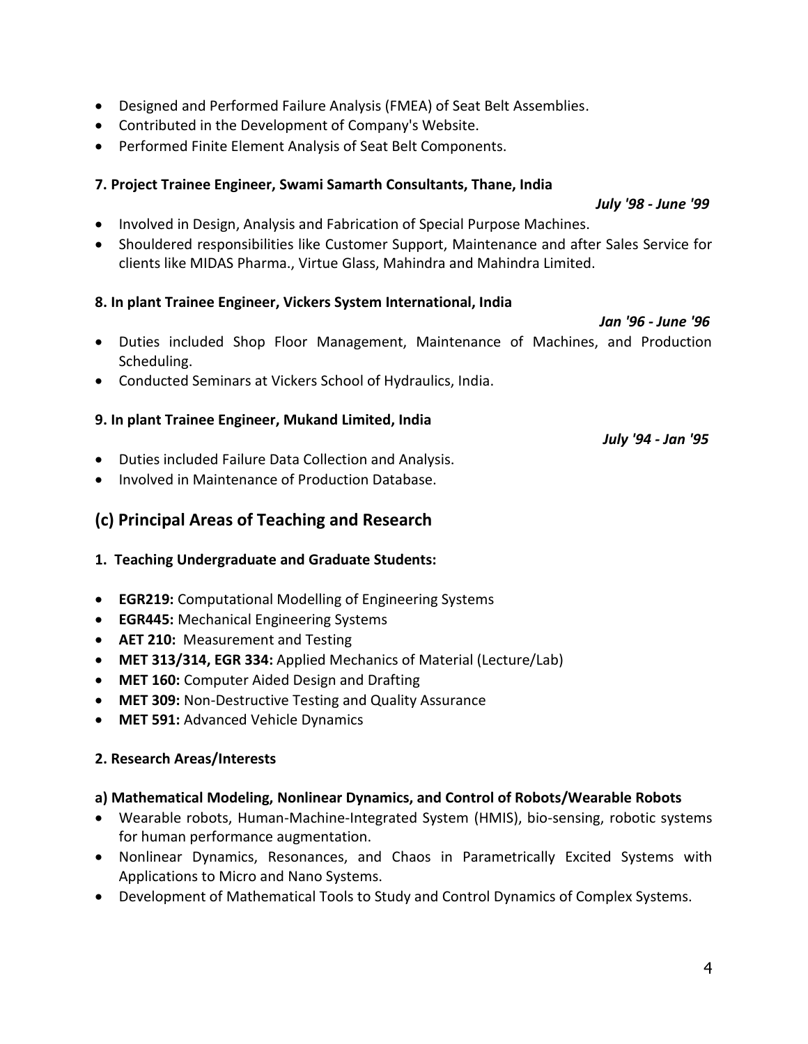- Designed and Performed Failure Analysis (FMEA) of Seat Belt Assemblies.
- Contributed in the Development of Company's Website.
- Performed Finite Element Analysis of Seat Belt Components.

**7. Project Trainee Engineer, Swami Samarth Consultants, Thane, India**

***July '98 - June '99***

- Involved in Design, Analysis and Fabrication of Special Purpose Machines.
- Shouldered responsibilities like Customer Support, Maintenance and after Sales Service for clients like MIDAS Pharma., Virtue Glass, Mahindra and Mahindra Limited.

**8. In plant Trainee Engineer, Vickers System International, India**

***Jan '96 - June '96***

- Duties included Shop Floor Management, Maintenance of Machines, and Production Scheduling.
- Conducted Seminars at Vickers School of Hydraulics, India.

**9. In plant Trainee Engineer, Mukand Limited, India**

***July '94 - Jan '95***

- Duties included Failure Data Collection and Analysis.
- Involved in Maintenance of Production Database.

## (c) Principal Areas of Teaching and Research

**1. Teaching Undergraduate and Graduate Students:**

- **EGR219:** Computational Modelling of Engineering Systems
- **EGR445:** Mechanical Engineering Systems
- **AET 210:** Measurement and Testing
- **MET 313/314, EGR 334:** Applied Mechanics of Material (Lecture/Lab)
- **MET 160:** Computer Aided Design and Drafting
- **MET 309:** Non-Destructive Testing and Quality Assurance
- **MET 591:** Advanced Vehicle Dynamics

**2. Research Areas/Interests**

**a) Mathematical Modeling, Nonlinear Dynamics, and Control of Robots/Wearable Robots**

- Wearable robots, Human-Machine-Integrated System (HMIS), bio-sensing, robotic systems for human performance augmentation.
- Nonlinear Dynamics, Resonances, and Chaos in Parametrically Excited Systems with Applications to Micro and Nano Systems.
- Development of Mathematical Tools to Study and Control Dynamics of Complex Systems.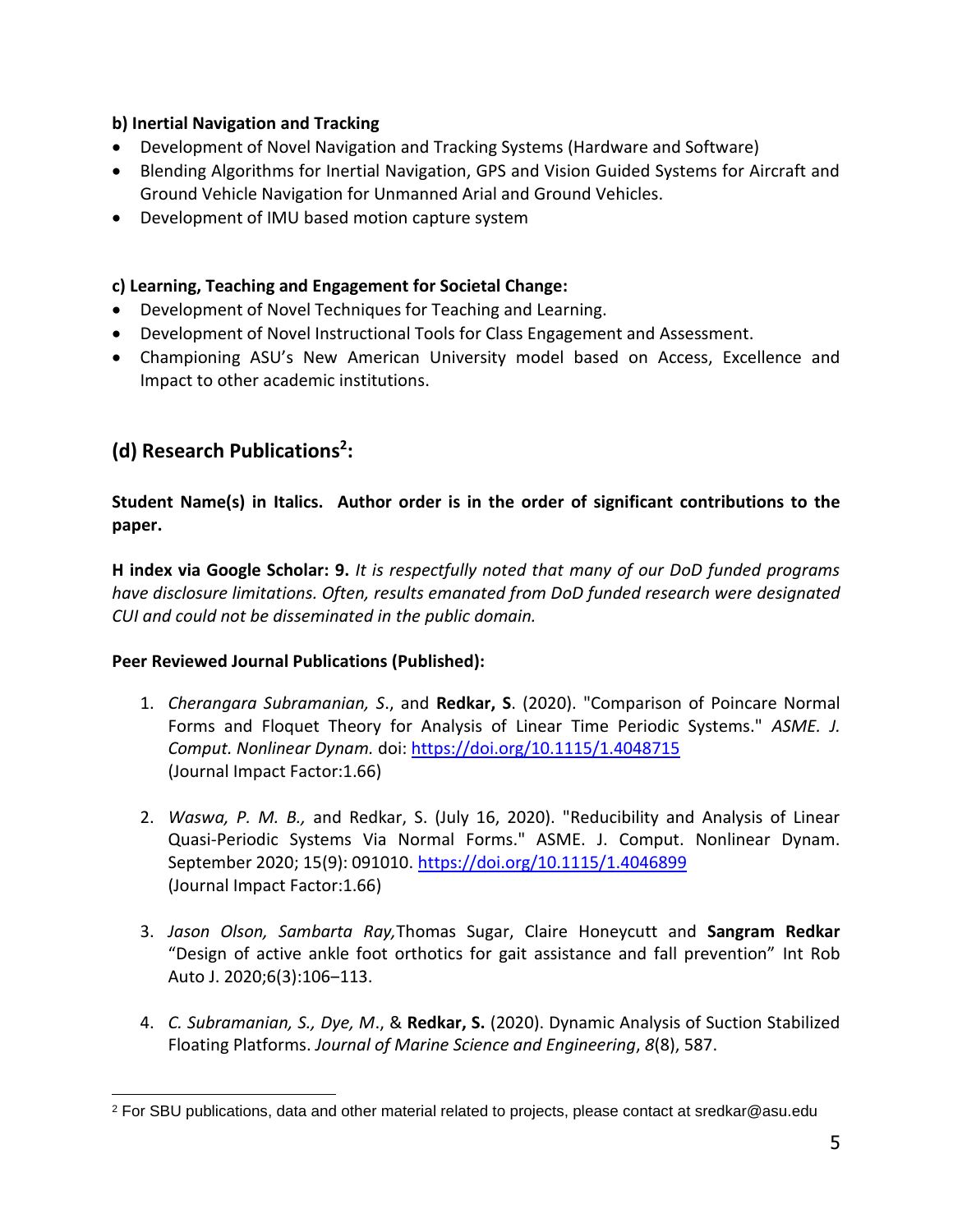**b) Inertial Navigation and Tracking**

- Development of Novel Navigation and Tracking Systems (Hardware and Software)
- Blending Algorithms for Inertial Navigation, GPS and Vision Guided Systems for Aircraft and Ground Vehicle Navigation for Unmanned Arial and Ground Vehicles.
- Development of IMU based motion capture system

**c) Learning, Teaching and Engagement for Societal Change:**

- Development of Novel Techniques for Teaching and Learning.
- Development of Novel Instructional Tools for Class Engagement and Assessment.
- Championing ASU's New American University model based on Access, Excellence and Impact to other academic institutions.

## (d) Research Publications[2]:

**Student Name(s) in Italics. Author order is in the order of significant contributions to the paper.**

**H index via Google Scholar: 9.** *It is respectfully noted that many of our DoD funded programs have disclosure limitations. Often, results emanated from DoD funded research were designated CUI and could not be disseminated in the public domain.*

**Peer Reviewed Journal Publications (Published):**

1. *Cherangara Subramanian, S.*, and **Redkar, S**. (2020). "Comparison of Poincare Normal Forms and Floquet Theory for Analysis of Linear Time Periodic Systems." *ASME. J. Comput. Nonlinear Dynam.* doi: https://doi.org/10.1115/1.4048715
   (Journal Impact Factor:1.66)

2. *Waswa, P. M. B.,* and Redkar, S. (July 16, 2020). "Reducibility and Analysis of Linear Quasi-Periodic Systems Via Normal Forms." ASME. J. Comput. Nonlinear Dynam. September 2020; 15(9): 091010. https://doi.org/10.1115/1.4046899
   (Journal Impact Factor:1.66)

3. *Jason Olson, Sambarta Ray,* Thomas Sugar, Claire Honeycutt and **Sangram Redkar** "Design of active ankle foot orthotics for gait assistance and fall prevention" Int Rob Auto J. 2020;6(3):106–113.

4. *C. Subramanian, S., Dye, M*., & **Redkar, S.** (2020). Dynamic Analysis of Suction Stabilized Floating Platforms. *Journal of Marine Science and Engineering*, *8*(8), 587.

---

[2] For SBU publications, data and other material related to projects, please contact at sredkar@asu.edu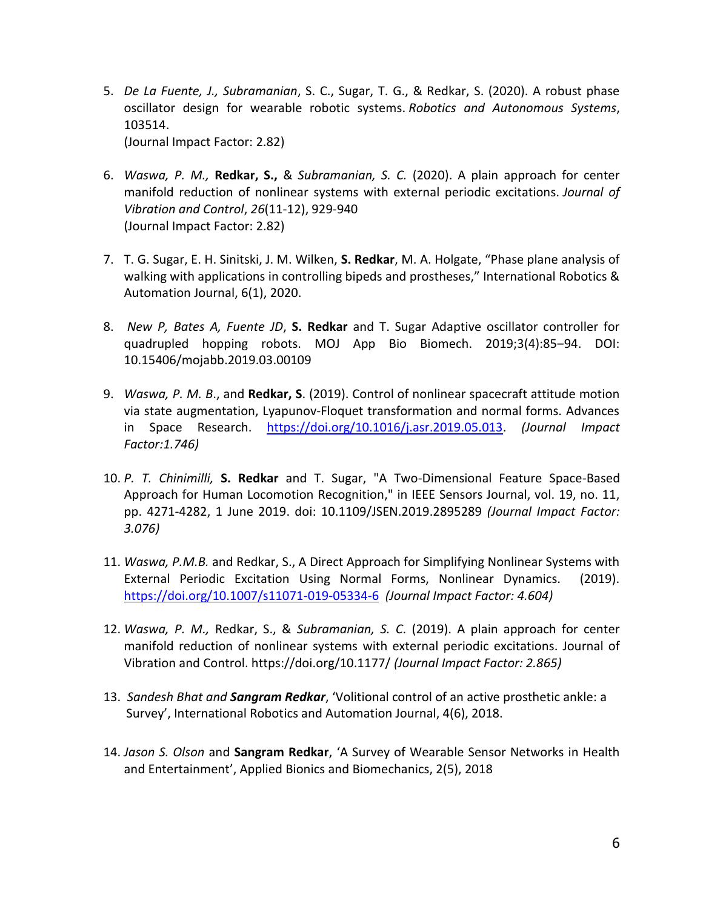5. *De La Fuente, J., Subramanian*, S. C., Sugar, T. G., & Redkar, S. (2020). A robust phase oscillator design for wearable robotic systems. *Robotics and Autonomous Systems*, 103514.
   (Journal Impact Factor: 2.82)

6. *Waswa, P. M.,* **Redkar, S.,** & *Subramanian, S. C.* (2020). A plain approach for center manifold reduction of nonlinear systems with external periodic excitations. *Journal of Vibration and Control*, *26*(11-12), 929-940
   (Journal Impact Factor: 2.82)

7. T. G. Sugar, E. H. Sinitski, J. M. Wilken, **S. Redkar**, M. A. Holgate, "Phase plane analysis of walking with applications in controlling bipeds and prostheses," International Robotics & Automation Journal, 6(1), 2020.

8. *New P, Bates A, Fuente JD*, **S. Redkar** and T. Sugar Adaptive oscillator controller for quadrupled hopping robots. MOJ App Bio Biomech. 2019;3(4):85‒94. DOI: 10.15406/mojabb.2019.03.00109

9. *Waswa, P. M. B*., and **Redkar, S**. (2019). Control of nonlinear spacecraft attitude motion via state augmentation, Lyapunov-Floquet transformation and normal forms. Advances in Space Research. https://doi.org/10.1016/j.asr.2019.05.013. *(Journal Impact Factor:1.746)*

10. *P. T. Chinimilli,* **S. Redkar** and T. Sugar, "A Two-Dimensional Feature Space-Based Approach for Human Locomotion Recognition," in IEEE Sensors Journal, vol. 19, no. 11, pp. 4271-4282, 1 June 2019. doi: 10.1109/JSEN.2019.2895289 *(Journal Impact Factor: 3.076)*

11. *Waswa, P.M.B.* and Redkar, S., A Direct Approach for Simplifying Nonlinear Systems with External Periodic Excitation Using Normal Forms, Nonlinear Dynamics. (2019). https://doi.org/10.1007/s11071-019-05334-6 *(Journal Impact Factor: 4.604)*

12. *Waswa, P. M.,* Redkar, S., & *Subramanian, S. C.* (2019). A plain approach for center manifold reduction of nonlinear systems with external periodic excitations. Journal of Vibration and Control. https://doi.org/10.1177/ *(Journal Impact Factor: 2.865)*

13. *Sandesh Bhat and* ***Sangram Redkar***, 'Volitional control of an active prosthetic ankle: a Survey', International Robotics and Automation Journal, 4(6), 2018.

14. *Jason S. Olson* and **Sangram Redkar**, 'A Survey of Wearable Sensor Networks in Health and Entertainment', Applied Bionics and Biomechanics, 2(5), 2018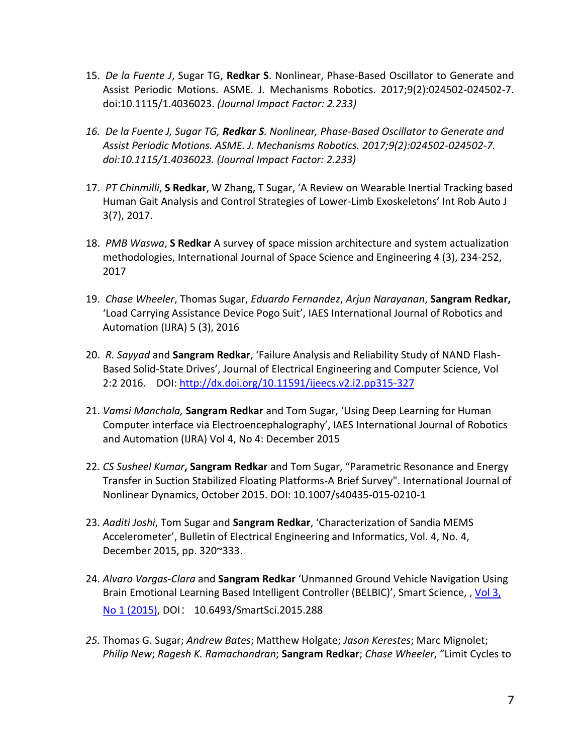15. *De la Fuente J*, Sugar TG, **Redkar S**. Nonlinear, Phase-Based Oscillator to Generate and Assist Periodic Motions. ASME. J. Mechanisms Robotics. 2017;9(2):024502-024502-7. doi:10.1115/1.4036023. *(Journal Impact Factor: 2.233)*

16. *De la Fuente J, Sugar TG, **Redkar S**. Nonlinear, Phase-Based Oscillator to Generate and Assist Periodic Motions. ASME. J. Mechanisms Robotics. 2017;9(2):024502-024502-7. doi:10.1115/1.4036023. (Journal Impact Factor: 2.233)*

17. *PT Chinmilli*, **S Redkar**, W Zhang, T Sugar, 'A Review on Wearable Inertial Tracking based Human Gait Analysis and Control Strategies of Lower-Limb Exoskeletons' Int Rob Auto J 3(7), 2017.

18. *PMB Waswa*, **S Redkar** A survey of space mission architecture and system actualization methodologies, International Journal of Space Science and Engineering 4 (3), 234-252, 2017

19. *Chase Wheeler*, Thomas Sugar, *Eduardo Fernandez*, *Arjun Narayanan*, **Sangram Redkar,** 'Load Carrying Assistance Device Pogo Suit', IAES International Journal of Robotics and Automation (IJRA) 5 (3), 2016

20. *R. Sayyad* and **Sangram Redkar**, 'Failure Analysis and Reliability Study of NAND Flash-Based Solid-State Drives', Journal of Electrical Engineering and Computer Science, Vol 2:2 2016. DOI: [http://dx.doi.org/10.11591/ijeecs.v2.i2.pp315-327](http://dx.doi.org/10.11591/ijeecs.v2.i2.pp315-327)

21. *Vamsi Manchala,* **Sangram Redkar** and Tom Sugar, 'Using Deep Learning for Human Computer interface via Electroencephalography', IAES International Journal of Robotics and Automation (IJRA) Vol 4, No 4: December 2015

22. *CS Susheel Kumar***, Sangram Redkar** and Tom Sugar, "Parametric Resonance and Energy Transfer in Suction Stabilized Floating Platforms-A Brief Survey". International Journal of Nonlinear Dynamics, October 2015. DOI: 10.1007/s40435-015-0210-1

23. *Aaditi Joshi*, Tom Sugar and **Sangram Redkar**, 'Characterization of Sandia MEMS Accelerometer', Bulletin of Electrical Engineering and Informatics, Vol. 4, No. 4, December 2015, pp. 320~333.

24. *Alvaro Vargas-Clara* and **Sangram Redkar** 'Unmanned Ground Vehicle Navigation Using Brain Emotional Learning Based Intelligent Controller (BELBIC)', Smart Science, , Vol 3, No 1 (2015), DOI： 10.6493/SmartSci.2015.288

25. Thomas G. Sugar; *Andrew Bates*; Matthew Holgate; *Jason Kerestes*; Marc Mignolet; *Philip New*; *Ragesh K. Ramachandran*; **Sangram Redkar**; *Chase Wheeler*, "Limit Cycles to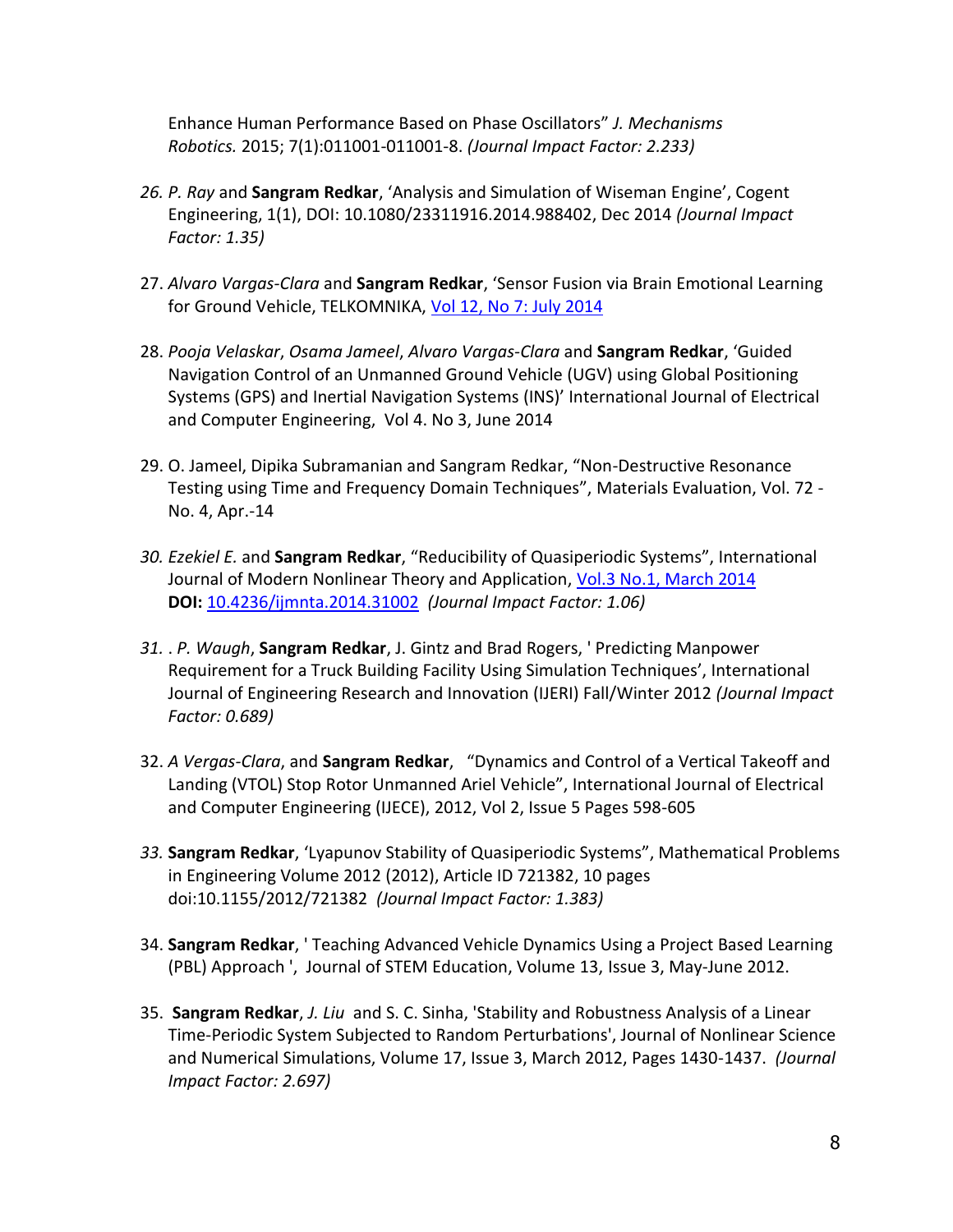Enhance Human Performance Based on Phase Oscillators” *J. Mechanisms Robotics.* 2015; 7(1):011001-011001-8. *(Journal Impact Factor: 2.233)*

26. *P. Ray* and **Sangram Redkar**, ‘Analysis and Simulation of Wiseman Engine’, Cogent Engineering, 1(1), DOI: 10.1080/23311916.2014.988402, Dec 2014 *(Journal Impact Factor: 1.35)*

27. *Alvaro Vargas-Clara* and **Sangram Redkar**, ‘Sensor Fusion via Brain Emotional Learning for Ground Vehicle, TELKOMNIKA, Vol 12, No 7: July 2014

28. *Pooja Velaskar*, *Osama Jameel*, *Alvaro Vargas-Clara* and **Sangram Redkar**, ‘Guided Navigation Control of an Unmanned Ground Vehicle (UGV) using Global Positioning Systems (GPS) and Inertial Navigation Systems (INS)’ International Journal of Electrical and Computer Engineering, Vol 4. No 3, June 2014

29. O. Jameel, Dipika Subramanian and Sangram Redkar, “Non-Destructive Resonance Testing using Time and Frequency Domain Techniques”, Materials Evaluation, Vol. 72 - No. 4, Apr.-14

30. *Ezekiel E.* and **Sangram Redkar**, “Reducibility of Quasiperiodic Systems”, International Journal of Modern Nonlinear Theory and Application, Vol.3 No.1, March 2014 **DOI:** 10.4236/ijmnta.2014.31002 *(Journal Impact Factor: 1.06)*

31. . *P. Waugh*, **Sangram Redkar**, J. Gintz and Brad Rogers, ' Predicting Manpower Requirement for a Truck Building Facility Using Simulation Techniques’, International Journal of Engineering Research and Innovation (IJERI) Fall/Winter 2012 *(Journal Impact Factor: 0.689)*

32. *A Vergas-Clara*, and **Sangram Redkar**, “Dynamics and Control of a Vertical Takeoff and Landing (VTOL) Stop Rotor Unmanned Ariel Vehicle”, International Journal of Electrical and Computer Engineering (IJECE), 2012, Vol 2, Issue 5 Pages 598-605

33. **Sangram Redkar**, ‘Lyapunov Stability of Quasiperiodic Systems”, Mathematical Problems in Engineering Volume 2012 (2012), Article ID 721382, 10 pages doi:10.1155/2012/721382 *(Journal Impact Factor: 1.383)*

34. **Sangram Redkar**, ' Teaching Advanced Vehicle Dynamics Using a Project Based Learning (PBL) Approach ', Journal of STEM Education, Volume 13, Issue 3, May-June 2012.

35. **Sangram Redkar**, *J. Liu* and S. C. Sinha, 'Stability and Robustness Analysis of a Linear Time-Periodic System Subjected to Random Perturbations', Journal of Nonlinear Science and Numerical Simulations, Volume 17, Issue 3, March 2012, Pages 1430-1437. *(Journal Impact Factor: 2.697)*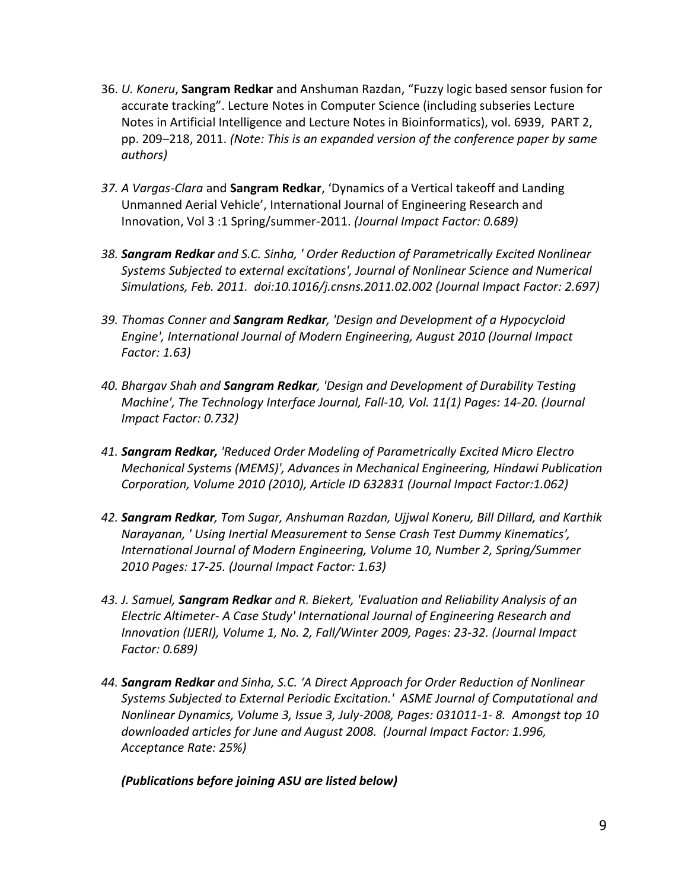36. *U. Koneru*, **Sangram Redkar** and Anshuman Razdan, "Fuzzy logic based sensor fusion for accurate tracking". Lecture Notes in Computer Science (including subseries Lecture Notes in Artificial Intelligence and Lecture Notes in Bioinformatics), vol. 6939, PART 2, pp. 209–218, 2011. *(Note: This is an expanded version of the conference paper by same authors)*

37. *A Vargas-Clara* and **Sangram Redkar**, 'Dynamics of a Vertical takeoff and Landing Unmanned Aerial Vehicle', International Journal of Engineering Research and Innovation, Vol 3 :1 Spring/summer-2011. *(Journal Impact Factor: 0.689)*

38. ***Sangram Redkar*** *and S.C. Sinha, ' Order Reduction of Parametrically Excited Nonlinear Systems Subjected to external excitations', Journal of Nonlinear Science and Numerical Simulations, Feb. 2011. doi:10.1016/j.cnsns.2011.02.002 (Journal Impact Factor: 2.697)*

39. *Thomas Conner and* ***Sangram Redkar****, 'Design and Development of a Hypocycloid Engine', International Journal of Modern Engineering, August 2010 (Journal Impact Factor: 1.63)*

40. *Bhargav Shah and* ***Sangram Redkar****, 'Design and Development of Durability Testing Machine', The Technology Interface Journal, Fall-10, Vol. 11(1) Pages: 14-20. (Journal Impact Factor: 0.732)*

41. ***Sangram Redkar,*** *'Reduced Order Modeling of Parametrically Excited Micro Electro Mechanical Systems (MEMS)', Advances in Mechanical Engineering, Hindawi Publication Corporation, Volume 2010 (2010), Article ID 632831 (Journal Impact Factor:1.062)*

42. ***Sangram Redkar****, Tom Sugar, Anshuman Razdan, Ujjwal Koneru, Bill Dillard, and Karthik Narayanan, ' Using Inertial Measurement to Sense Crash Test Dummy Kinematics', International Journal of Modern Engineering, Volume 10, Number 2, Spring/Summer 2010 Pages: 17-25. (Journal Impact Factor: 1.63)*

43. *J. Samuel,* ***Sangram Redkar*** *and R. Biekert, 'Evaluation and Reliability Analysis of an Electric Altimeter- A Case Study' International Journal of Engineering Research and Innovation (IJERI), Volume 1, No. 2, Fall/Winter 2009, Pages: 23-32. (Journal Impact Factor: 0.689)*

44. ***Sangram Redkar*** *and Sinha, S.C. 'A Direct Approach for Order Reduction of Nonlinear Systems Subjected to External Periodic Excitation.' ASME Journal of Computational and Nonlinear Dynamics, Volume 3, Issue 3, July-2008, Pages: 031011-1- 8. Amongst top 10 downloaded articles for June and August 2008. (Journal Impact Factor: 1.996, Acceptance Rate: 25%)*

***(Publications before joining ASU are listed below)***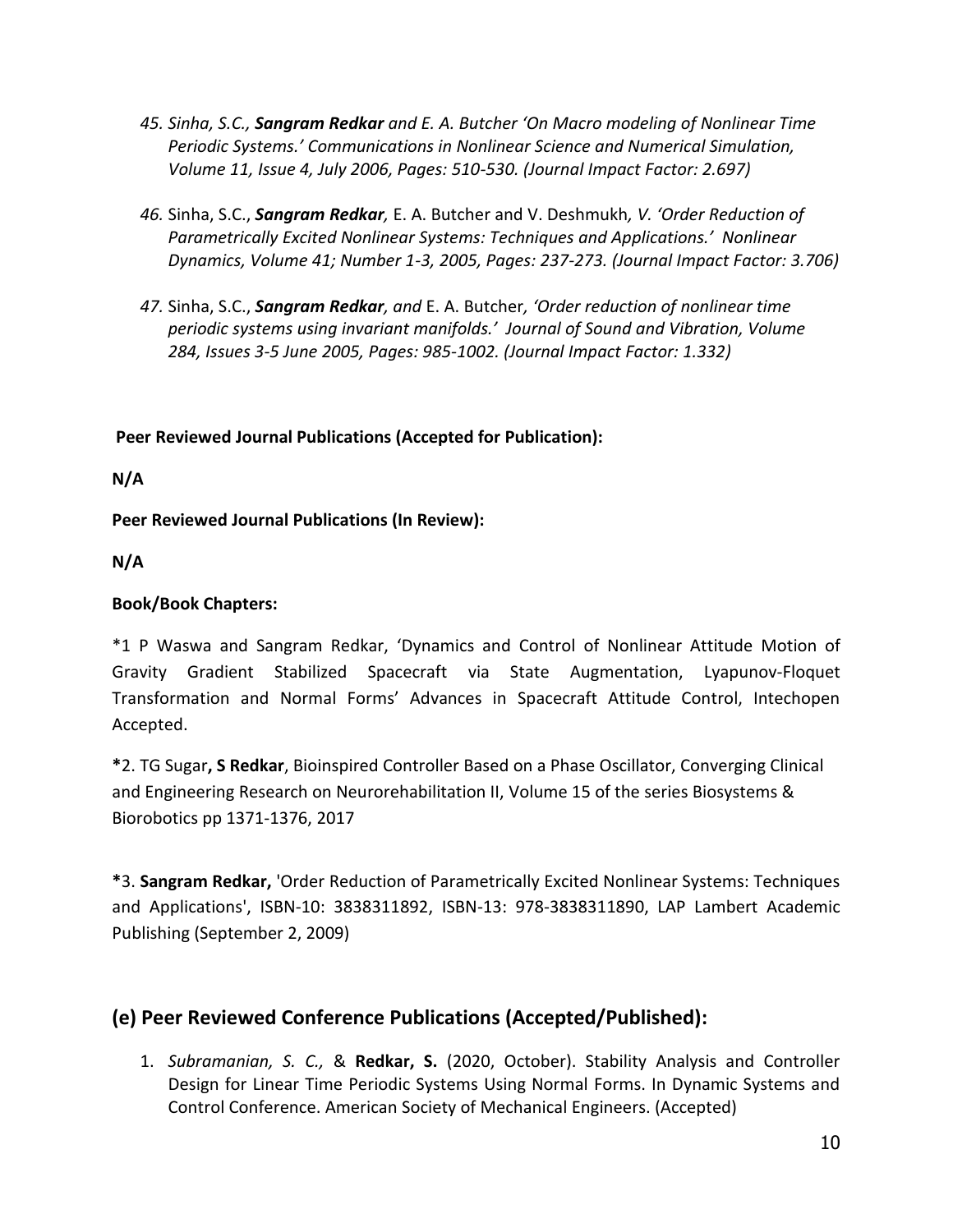45. *Sinha, S.C., **Sangram Redkar** and E. A. Butcher 'On Macro modeling of Nonlinear Time Periodic Systems.' Communications in Nonlinear Science and Numerical Simulation, Volume 11, Issue 4, July 2006, Pages: 510-530. (Journal Impact Factor: 2.697)*

46. Sinha, S.C., ***Sangram Redkar**,* E. A. Butcher and V. Deshmukh*, V. 'Order Reduction of Parametrically Excited Nonlinear Systems: Techniques and Applications.' Nonlinear Dynamics, Volume 41; Number 1-3, 2005, Pages: 237-273. (Journal Impact Factor: 3.706)*

47. Sinha, S.C., ***Sangram Redkar**, and* E. A. Butcher*, 'Order reduction of nonlinear time periodic systems using invariant manifolds.' Journal of Sound and Vibration, Volume 284, Issues 3-5 June 2005, Pages: 985-1002. (Journal Impact Factor: 1.332)*

**Peer Reviewed Journal Publications (Accepted for Publication):**

**N/A**

**Peer Reviewed Journal Publications (In Review):**

**N/A**

**Book/Book Chapters:**

*1 P Waswa and Sangram Redkar, 'Dynamics and Control of Nonlinear Attitude Motion of Gravity Gradient Stabilized Spacecraft via State Augmentation, Lyapunov-Floquet Transformation and Normal Forms' Advances in Spacecraft Attitude Control, Intechopen Accepted.

**\***2. TG Sugar**, S Redkar**, Bioinspired Controller Based on a Phase Oscillator, Converging Clinical and Engineering Research on Neurorehabilitation II, Volume 15 of the series Biosystems & Biorobotics pp 1371-1376, 2017

**\***3. **Sangram Redkar,** 'Order Reduction of Parametrically Excited Nonlinear Systems: Techniques and Applications', ISBN-10: 3838311892, ISBN-13: 978-3838311890, LAP Lambert Academic Publishing (September 2, 2009)

## (e) Peer Reviewed Conference Publications (Accepted/Published):

1. *Subramanian, S. C.,* & **Redkar, S.** (2020, October). Stability Analysis and Controller Design for Linear Time Periodic Systems Using Normal Forms. In Dynamic Systems and Control Conference. American Society of Mechanical Engineers. (Accepted)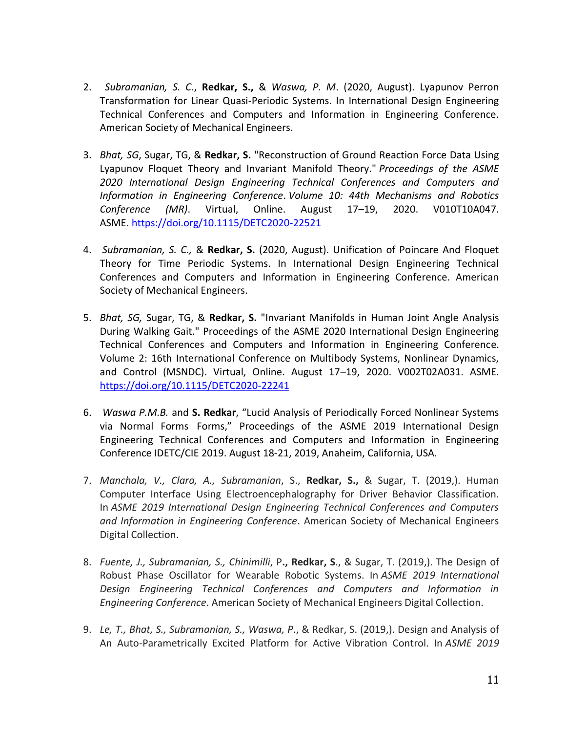2. *Subramanian, S. C*., **Redkar, S.,** & *Waswa, P. M*. (2020, August). Lyapunov Perron Transformation for Linear Quasi-Periodic Systems. In International Design Engineering Technical Conferences and Computers and Information in Engineering Conference. American Society of Mechanical Engineers.

3. *Bhat, SG*, Sugar, TG, & **Redkar, S.** "Reconstruction of Ground Reaction Force Data Using Lyapunov Floquet Theory and Invariant Manifold Theory." *Proceedings of the ASME 2020 International Design Engineering Technical Conferences and Computers and Information in Engineering Conference*. *Volume 10: 44th Mechanisms and Robotics Conference (MR)*. Virtual, Online. August 17–19, 2020. V010T10A047. ASME. https://doi.org/10.1115/DETC2020-22521

4. *Subramanian, S. C.,* & **Redkar, S.** (2020, August). Unification of Poincare And Floquet Theory for Time Periodic Systems. In International Design Engineering Technical Conferences and Computers and Information in Engineering Conference. American Society of Mechanical Engineers.

5. *Bhat, SG,* Sugar, TG, & **Redkar, S.** "Invariant Manifolds in Human Joint Angle Analysis During Walking Gait." Proceedings of the ASME 2020 International Design Engineering Technical Conferences and Computers and Information in Engineering Conference. Volume 2: 16th International Conference on Multibody Systems, Nonlinear Dynamics, and Control (MSNDC). Virtual, Online. August 17–19, 2020. V002T02A031. ASME. https://doi.org/10.1115/DETC2020-22241

6. *Waswa P.M.B.* and **S. Redkar**, "Lucid Analysis of Periodically Forced Nonlinear Systems via Normal Forms Forms," Proceedings of the ASME 2019 International Design Engineering Technical Conferences and Computers and Information in Engineering Conference IDETC/CIE 2019. August 18-21, 2019, Anaheim, California, USA.

7. *Manchala, V., Clara, A., Subramanian*, S., **Redkar, S.,** & Sugar, T. (2019,). Human Computer Interface Using Electroencephalography for Driver Behavior Classification. In *ASME 2019 International Design Engineering Technical Conferences and Computers and Information in Engineering Conference*. American Society of Mechanical Engineers Digital Collection.

8. *Fuente, J., Subramanian, S., Chinimilli*, P**., Redkar, S**., & Sugar, T. (2019,). The Design of Robust Phase Oscillator for Wearable Robotic Systems. In *ASME 2019 International Design Engineering Technical Conferences and Computers and Information in Engineering Conference*. American Society of Mechanical Engineers Digital Collection.

9. *Le, T., Bhat, S., Subramanian, S., Waswa, P*., & Redkar, S. (2019,). Design and Analysis of An Auto-Parametrically Excited Platform for Active Vibration Control. In *ASME 2019*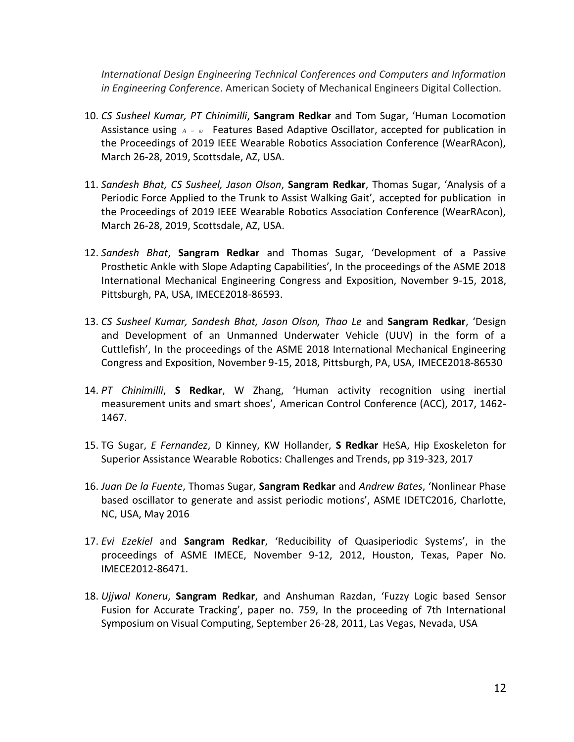*International Design Engineering Technical Conferences and Computers and Information in Engineering Conference*. American Society of Mechanical Engineers Digital Collection.

10. *CS Susheel Kumar, PT Chinimilli*, **Sangram Redkar** and Tom Sugar, 'Human Locomotion Assistance using $A-\omega$ Features Based Adaptive Oscillator, accepted for publication in the Proceedings of 2019 IEEE Wearable Robotics Association Conference (WearRAcon), March 26-28, 2019, Scottsdale, AZ, USA.

11. *Sandesh Bhat, CS Susheel, Jason Olson*, **Sangram Redkar**, Thomas Sugar, 'Analysis of a Periodic Force Applied to the Trunk to Assist Walking Gait', accepted for publication in the Proceedings of 2019 IEEE Wearable Robotics Association Conference (WearRAcon), March 26-28, 2019, Scottsdale, AZ, USA.

12. *Sandesh Bhat*, **Sangram Redkar** and Thomas Sugar, 'Development of a Passive Prosthetic Ankle with Slope Adapting Capabilities', In the proceedings of the ASME 2018 International Mechanical Engineering Congress and Exposition, November 9-15, 2018, Pittsburgh, PA, USA, IMECE2018-86593.

13. *CS Susheel Kumar, Sandesh Bhat, Jason Olson, Thao Le* and **Sangram Redkar**, 'Design and Development of an Unmanned Underwater Vehicle (UUV) in the form of a Cuttlefish', In the proceedings of the ASME 2018 International Mechanical Engineering Congress and Exposition, November 9-15, 2018, Pittsburgh, PA, USA, IMECE2018-86530

14. *PT Chinimilli*, **S Redkar**, W Zhang, 'Human activity recognition using inertial measurement units and smart shoes', American Control Conference (ACC), 2017, 1462-1467.

15. TG Sugar, *E Fernandez*, D Kinney, KW Hollander, **S Redkar** HeSA, Hip Exoskeleton for Superior Assistance Wearable Robotics: Challenges and Trends, pp 319-323, 2017

16. *Juan De la Fuente*, Thomas Sugar, **Sangram Redkar** and *Andrew Bates*, 'Nonlinear Phase based oscillator to generate and assist periodic motions', ASME IDETC2016, Charlotte, NC, USA, May 2016

17. *Evi Ezekiel* and **Sangram Redkar**, 'Reducibility of Quasiperiodic Systems', in the proceedings of ASME IMECE, November 9-12, 2012, Houston, Texas, Paper No. IMECE2012-86471.

18. *Ujjwal Koneru*, **Sangram Redkar**, and Anshuman Razdan, 'Fuzzy Logic based Sensor Fusion for Accurate Tracking', paper no. 759, In the proceeding of 7th International Symposium on Visual Computing, September 26-28, 2011, Las Vegas, Nevada, USA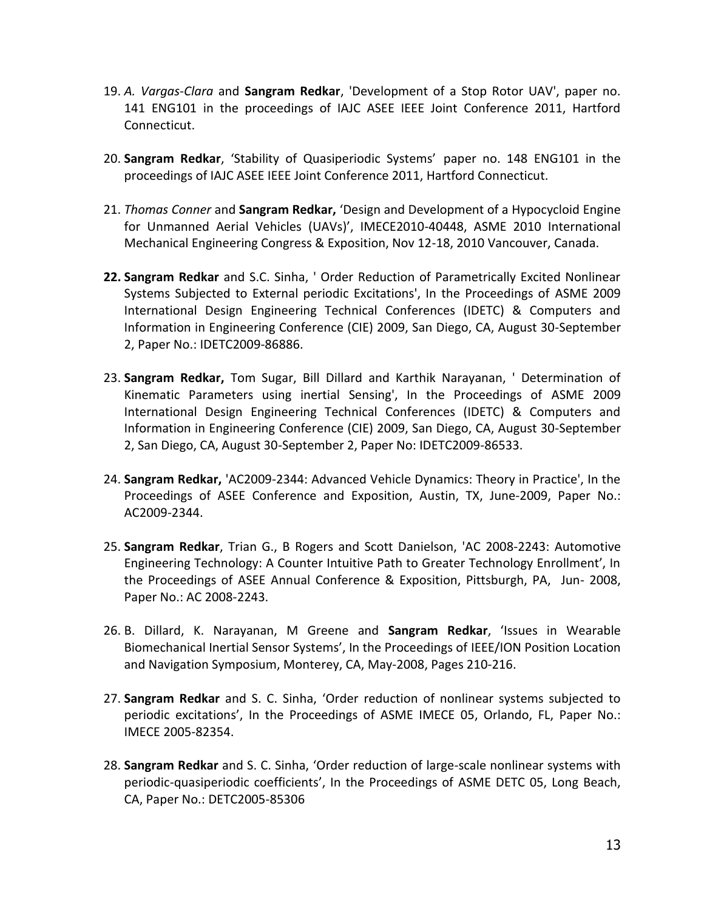19. *A. Vargas-Clara* and **Sangram Redkar**, 'Development of a Stop Rotor UAV', paper no. 141 ENG101 in the proceedings of IAJC ASEE IEEE Joint Conference 2011, Hartford Connecticut.

20. **Sangram Redkar**, 'Stability of Quasiperiodic Systems' paper no. 148 ENG101 in the proceedings of IAJC ASEE IEEE Joint Conference 2011, Hartford Connecticut.

21. *Thomas Conner* and **Sangram Redkar,** 'Design and Development of a Hypocycloid Engine for Unmanned Aerial Vehicles (UAVs)', IMECE2010-40448, ASME 2010 International Mechanical Engineering Congress & Exposition, Nov 12-18, 2010 Vancouver, Canada.

22. **Sangram Redkar** and S.C. Sinha, ' Order Reduction of Parametrically Excited Nonlinear Systems Subjected to External periodic Excitations', In the Proceedings of ASME 2009 International Design Engineering Technical Conferences (IDETC) & Computers and Information in Engineering Conference (CIE) 2009, San Diego, CA, August 30-September 2, Paper No.: IDETC2009-86886.

23. **Sangram Redkar,** Tom Sugar, Bill Dillard and Karthik Narayanan, ' Determination of Kinematic Parameters using inertial Sensing', In the Proceedings of ASME 2009 International Design Engineering Technical Conferences (IDETC) & Computers and Information in Engineering Conference (CIE) 2009, San Diego, CA, August 30-September 2, San Diego, CA, August 30-September 2, Paper No: IDETC2009-86533.

24. **Sangram Redkar,** 'AC2009-2344: Advanced Vehicle Dynamics: Theory in Practice', In the Proceedings of ASEE Conference and Exposition, Austin, TX, June-2009, Paper No.: AC2009-2344.

25. **Sangram Redkar**, Trian G., B Rogers and Scott Danielson, 'AC 2008-2243: Automotive Engineering Technology: A Counter Intuitive Path to Greater Technology Enrollment', In the Proceedings of ASEE Annual Conference & Exposition, Pittsburgh, PA, Jun- 2008, Paper No.: AC 2008-2243.

26. B. Dillard, K. Narayanan, M Greene and **Sangram Redkar**, 'Issues in Wearable Biomechanical Inertial Sensor Systems', In the Proceedings of IEEE/ION Position Location and Navigation Symposium, Monterey, CA, May-2008, Pages 210-216.

27. **Sangram Redkar** and S. C. Sinha, 'Order reduction of nonlinear systems subjected to periodic excitations', In the Proceedings of ASME IMECE 05, Orlando, FL, Paper No.: IMECE 2005-82354.

28. **Sangram Redkar** and S. C. Sinha, 'Order reduction of large-scale nonlinear systems with periodic-quasiperiodic coefficients', In the Proceedings of ASME DETC 05, Long Beach, CA, Paper No.: DETC2005-85306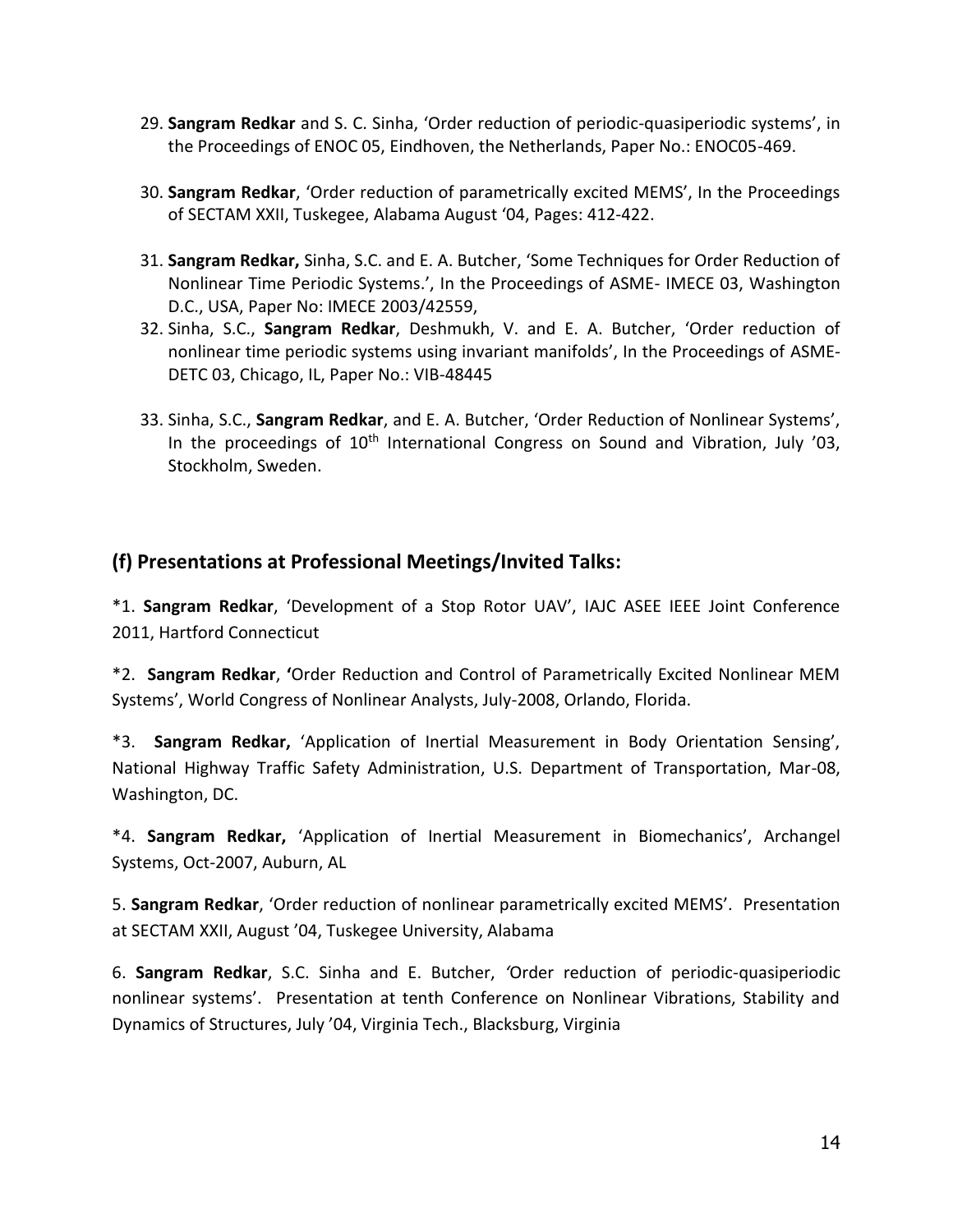29. **Sangram Redkar** and S. C. Sinha, 'Order reduction of periodic-quasiperiodic systems', in the Proceedings of ENOC 05, Eindhoven, the Netherlands, Paper No.: ENOC05-469.

30. **Sangram Redkar**, 'Order reduction of parametrically excited MEMS', In the Proceedings of SECTAM XXII, Tuskegee, Alabama August '04, Pages: 412-422.

31. **Sangram Redkar,** Sinha, S.C. and E. A. Butcher, 'Some Techniques for Order Reduction of Nonlinear Time Periodic Systems.', In the Proceedings of ASME- IMECE 03, Washington D.C., USA, Paper No: IMECE 2003/42559,
32. Sinha, S.C., **Sangram Redkar**, Deshmukh, V. and E. A. Butcher, 'Order reduction of nonlinear time periodic systems using invariant manifolds', In the Proceedings of ASME-DETC 03, Chicago, IL, Paper No.: VIB-48445

33. Sinha, S.C., **Sangram Redkar**, and E. A. Butcher, 'Order Reduction of Nonlinear Systems', In the proceedings of 10th International Congress on Sound and Vibration, July '03, Stockholm, Sweden.

## (f) Presentations at Professional Meetings/Invited Talks:

*1. **Sangram Redkar**, 'Development of a Stop Rotor UAV', IAJC ASEE IEEE Joint Conference 2011, Hartford Connecticut

*2. **Sangram Redkar**, **'**Order Reduction and Control of Parametrically Excited Nonlinear MEM Systems', World Congress of Nonlinear Analysts, July-2008, Orlando, Florida.

*3. **Sangram Redkar,** 'Application of Inertial Measurement in Body Orientation Sensing', National Highway Traffic Safety Administration, U.S. Department of Transportation, Mar-08, Washington, DC.

*4. **Sangram Redkar,** 'Application of Inertial Measurement in Biomechanics', Archangel Systems, Oct-2007, Auburn, AL

5. **Sangram Redkar**, 'Order reduction of nonlinear parametrically excited MEMS'. Presentation at SECTAM XXII, August '04, Tuskegee University, Alabama

6. **Sangram Redkar**, S.C. Sinha and E. Butcher, 'Order reduction of periodic-quasiperiodic nonlinear systems'. Presentation at tenth Conference on Nonlinear Vibrations, Stability and Dynamics of Structures, July '04, Virginia Tech., Blacksburg, Virginia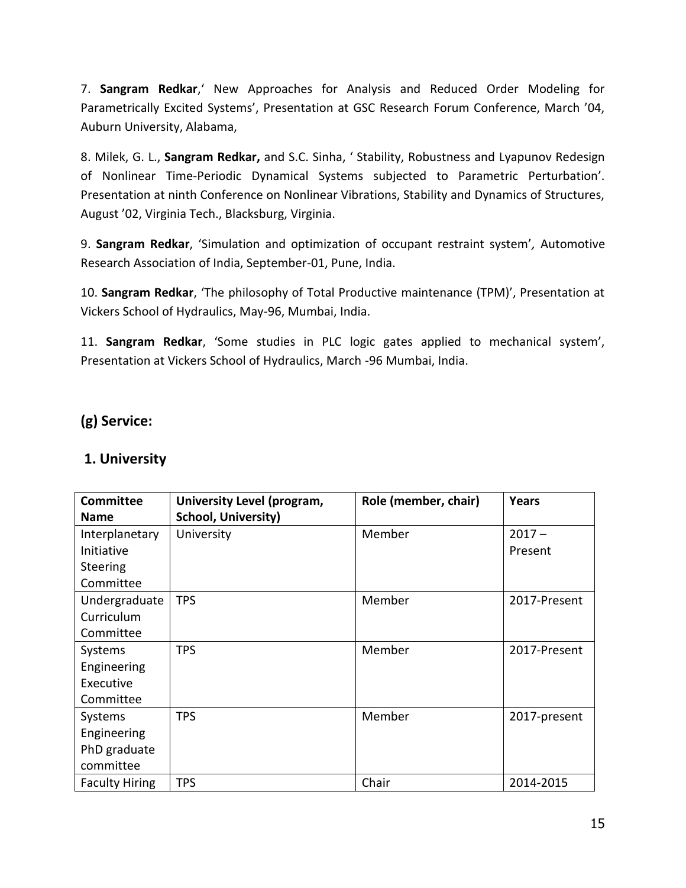7. **Sangram Redkar**,' New Approaches for Analysis and Reduced Order Modeling for Parametrically Excited Systems', Presentation at GSC Research Forum Conference, March '04, Auburn University, Alabama,

8. Milek, G. L., **Sangram Redkar,** and S.C. Sinha, ' Stability, Robustness and Lyapunov Redesign of Nonlinear Time-Periodic Dynamical Systems subjected to Parametric Perturbation'. Presentation at ninth Conference on Nonlinear Vibrations, Stability and Dynamics of Structures, August '02, Virginia Tech., Blacksburg, Virginia.

9. **Sangram Redkar**, 'Simulation and optimization of occupant restraint system'*,* Automotive Research Association of India, September-01, Pune, India.

10. **Sangram Redkar**, 'The philosophy of Total Productive maintenance (TPM)', Presentation at Vickers School of Hydraulics, May-96, Mumbai, India.

11. **Sangram Redkar**, 'Some studies in PLC logic gates applied to mechanical system', Presentation at Vickers School of Hydraulics, March -96 Mumbai, India.

## (g) Service:

### 1. University

| Committee Name | University Level (program, School, University) | Role (member, chair) | Years |
|---|---|---|---|
| Interplanetary Initiative Steering Committee | University | Member | 2017 – Present |
| Undergraduate Curriculum Committee | TPS | Member | 2017-Present |
| Systems Engineering Executive Committee | TPS | Member | 2017-Present |
| Systems Engineering PhD graduate committee | TPS | Member | 2017-present |
| Faculty Hiring | TPS | Chair | 2014-2015 |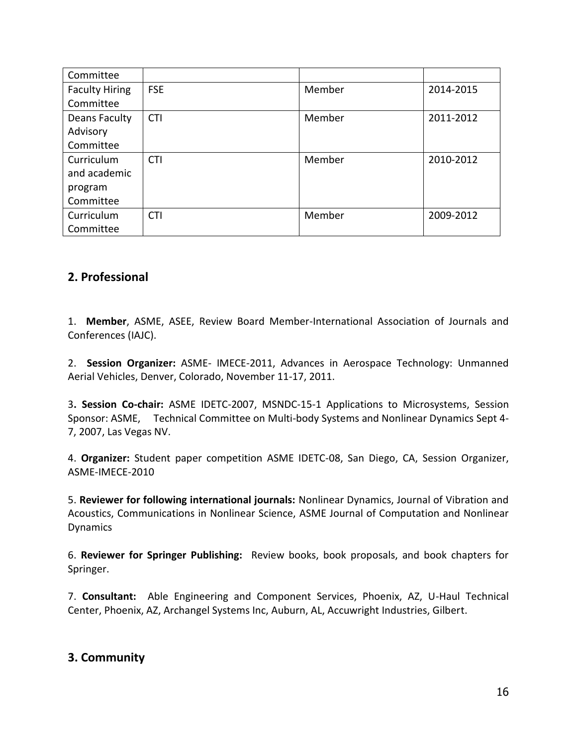| Committee | | | |
|---|---|---|---|
| Faculty Hiring Committee | FSE | Member | 2014-2015 |
| Deans Faculty Advisory Committee | CTI | Member | 2011-2012 |
| Curriculum and academic program Committee | CTI | Member | 2010-2012 |
| Curriculum Committee | CTI | Member | 2009-2012 |

## 2. Professional

1. **Member**, ASME, ASEE, Review Board Member-International Association of Journals and Conferences (IAJC).

2. **Session Organizer:** ASME- IMECE-2011, Advances in Aerospace Technology: Unmanned Aerial Vehicles, Denver, Colorado, November 11-17, 2011.

3**. Session Co-chair:** ASME IDETC-2007, MSNDC-15-1 Applications to Microsystems, Session Sponsor: ASME, Technical Committee on Multi-body Systems and Nonlinear Dynamics Sept 4-7, 2007, Las Vegas NV.

4. **Organizer:** Student paper competition ASME IDETC-08, San Diego, CA, Session Organizer, ASME-IMECE-2010

5. **Reviewer for following international journals:** Nonlinear Dynamics, Journal of Vibration and Acoustics, Communications in Nonlinear Science, ASME Journal of Computation and Nonlinear Dynamics

6. **Reviewer for Springer Publishing:** Review books, book proposals, and book chapters for Springer.

7. **Consultant:** Able Engineering and Component Services, Phoenix, AZ, U-Haul Technical Center, Phoenix, AZ, Archangel Systems Inc, Auburn, AL, Accuwright Industries, Gilbert.

## 3. Community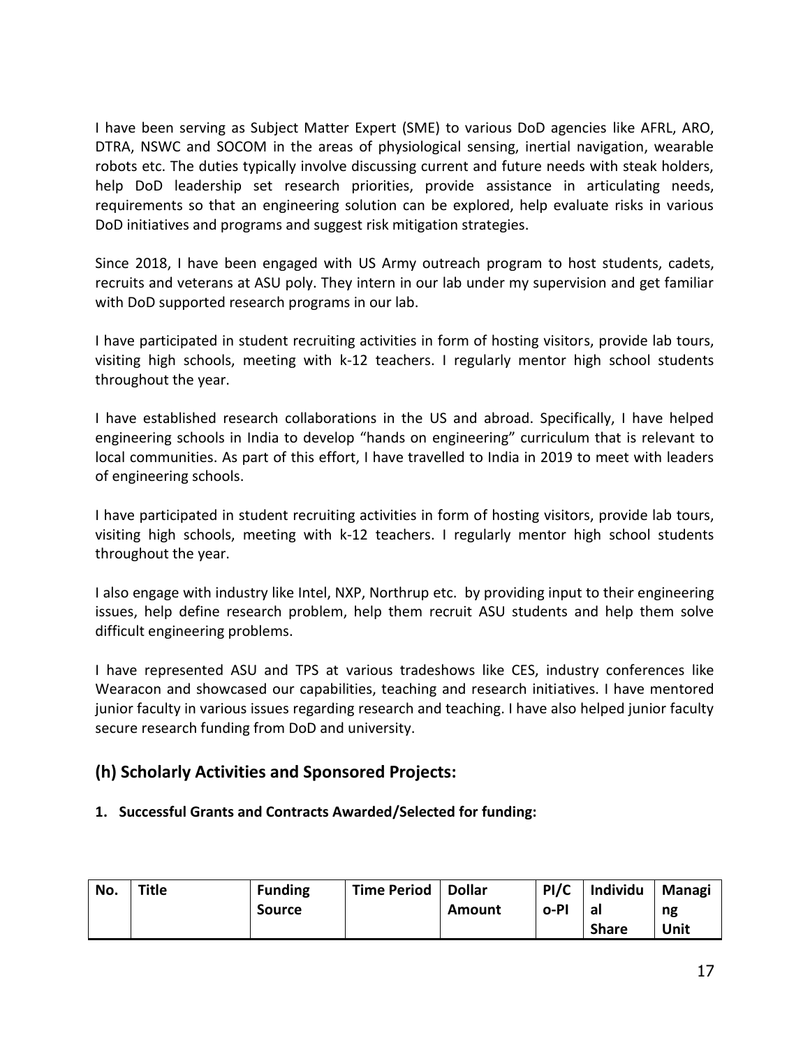I have been serving as Subject Matter Expert (SME) to various DoD agencies like AFRL, ARO, DTRA, NSWC and SOCOM in the areas of physiological sensing, inertial navigation, wearable robots etc. The duties typically involve discussing current and future needs with steak holders, help DoD leadership set research priorities, provide assistance in articulating needs, requirements so that an engineering solution can be explored, help evaluate risks in various DoD initiatives and programs and suggest risk mitigation strategies.

Since 2018, I have been engaged with US Army outreach program to host students, cadets, recruits and veterans at ASU poly. They intern in our lab under my supervision and get familiar with DoD supported research programs in our lab.

I have participated in student recruiting activities in form of hosting visitors, provide lab tours, visiting high schools, meeting with k-12 teachers. I regularly mentor high school students throughout the year.

I have established research collaborations in the US and abroad. Specifically, I have helped engineering schools in India to develop "hands on engineering" curriculum that is relevant to local communities. As part of this effort, I have travelled to India in 2019 to meet with leaders of engineering schools.

I have participated in student recruiting activities in form of hosting visitors, provide lab tours, visiting high schools, meeting with k-12 teachers. I regularly mentor high school students throughout the year.

I also engage with industry like Intel, NXP, Northrup etc. by providing input to their engineering issues, help define research problem, help them recruit ASU students and help them solve difficult engineering problems.

I have represented ASU and TPS at various tradeshows like CES, industry conferences like Wearacon and showcased our capabilities, teaching and research initiatives. I have mentored junior faculty in various issues regarding research and teaching. I have also helped junior faculty secure research funding from DoD and university.

## (h) Scholarly Activities and Sponsored Projects:

**1. Successful Grants and Contracts Awarded/Selected for funding:**

| No. | Title | Funding Source | Time Period | Dollar Amount | PI/Co-PI | Individual Share | Managing Unit |
|---|---|---|---|---|---|---|---|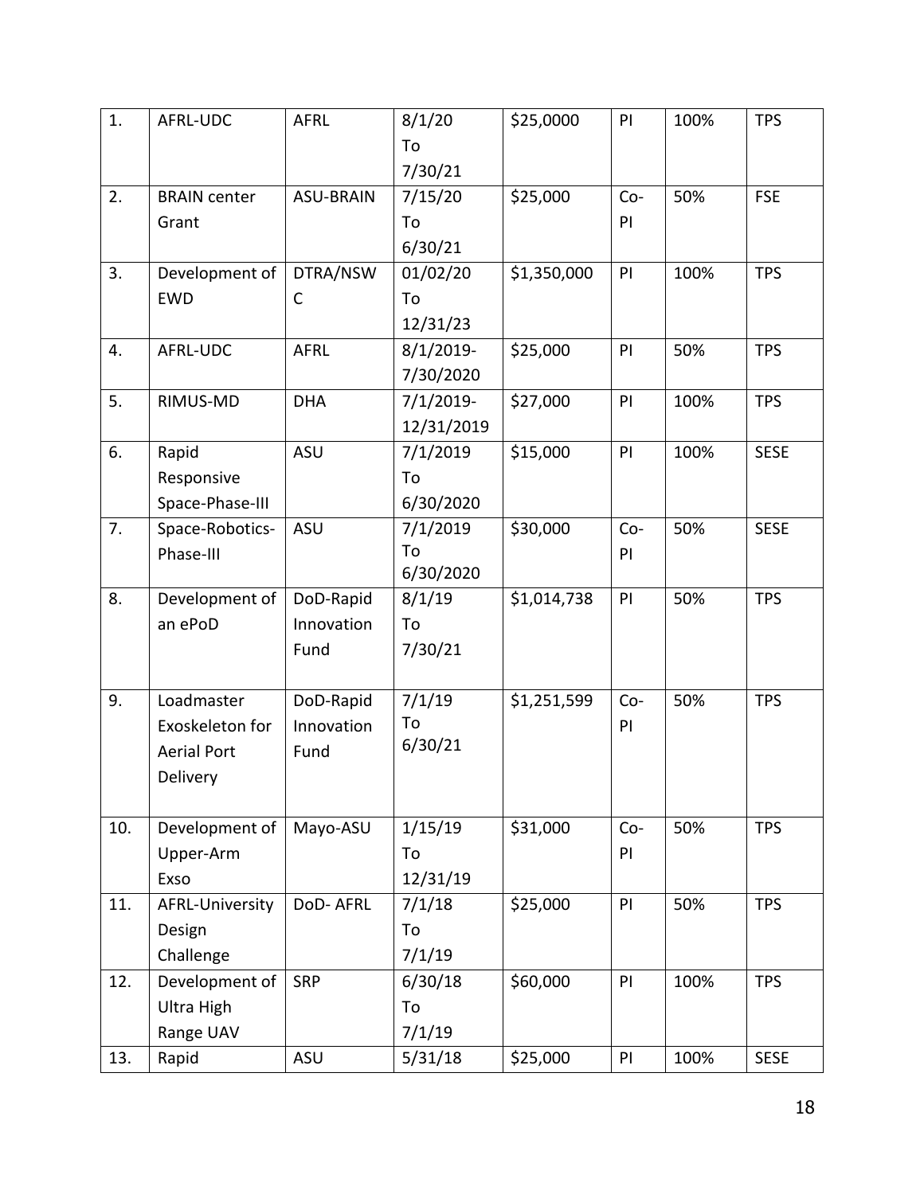| 1. | AFRL-UDC | AFRL | 8/1/20 To 7/30/21 | $25,0000 | PI | 100% | TPS |
|---|---|---|---|---|---|---|---|
| 2. | BRAIN center Grant | ASU-BRAIN | 7/15/20 To 6/30/21 | $25,000 | Co-PI | 50% | FSE |
| 3. | Development of EWD | DTRA/NSWC | 01/02/20 To 12/31/23 | $1,350,000 | PI | 100% | TPS |
| 4. | AFRL-UDC | AFRL | 8/1/2019-7/30/2020 | $25,000 | PI | 50% | TPS |
| 5. | RIMUS-MD | DHA | 7/1/2019-12/31/2019 | $27,000 | PI | 100% | TPS |
| 6. | Rapid Responsive Space-Phase-III | ASU | 7/1/2019 To 6/30/2020 | $15,000 | PI | 100% | SESE |
| 7. | Space-Robotics-Phase-III | ASU | 7/1/2019 To 6/30/2020 | $30,000 | Co-PI | 50% | SESE |
| 8. | Development of an ePoD | DoD-Rapid Innovation Fund | 8/1/19 To 7/30/21 | $1,014,738 | PI | 50% | TPS |
| 9. | Loadmaster Exoskeleton for Aerial Port Delivery | DoD-Rapid Innovation Fund | 7/1/19 To 6/30/21 | $1,251,599 | Co-PI | 50% | TPS |
| 10. | Development of Upper-Arm Exso | Mayo-ASU | 1/15/19 To 12/31/19 | $31,000 | Co-PI | 50% | TPS |
| 11. | AFRL-University Design Challenge | DoD- AFRL | 7/1/18 To 7/1/19 | $25,000 | PI | 50% | TPS |
| 12. | Development of Ultra High Range UAV | SRP | 6/30/18 To 7/1/19 | $60,000 | PI | 100% | TPS |
| 13. | Rapid | ASU | 5/31/18 | $25,000 | PI | 100% | SESE |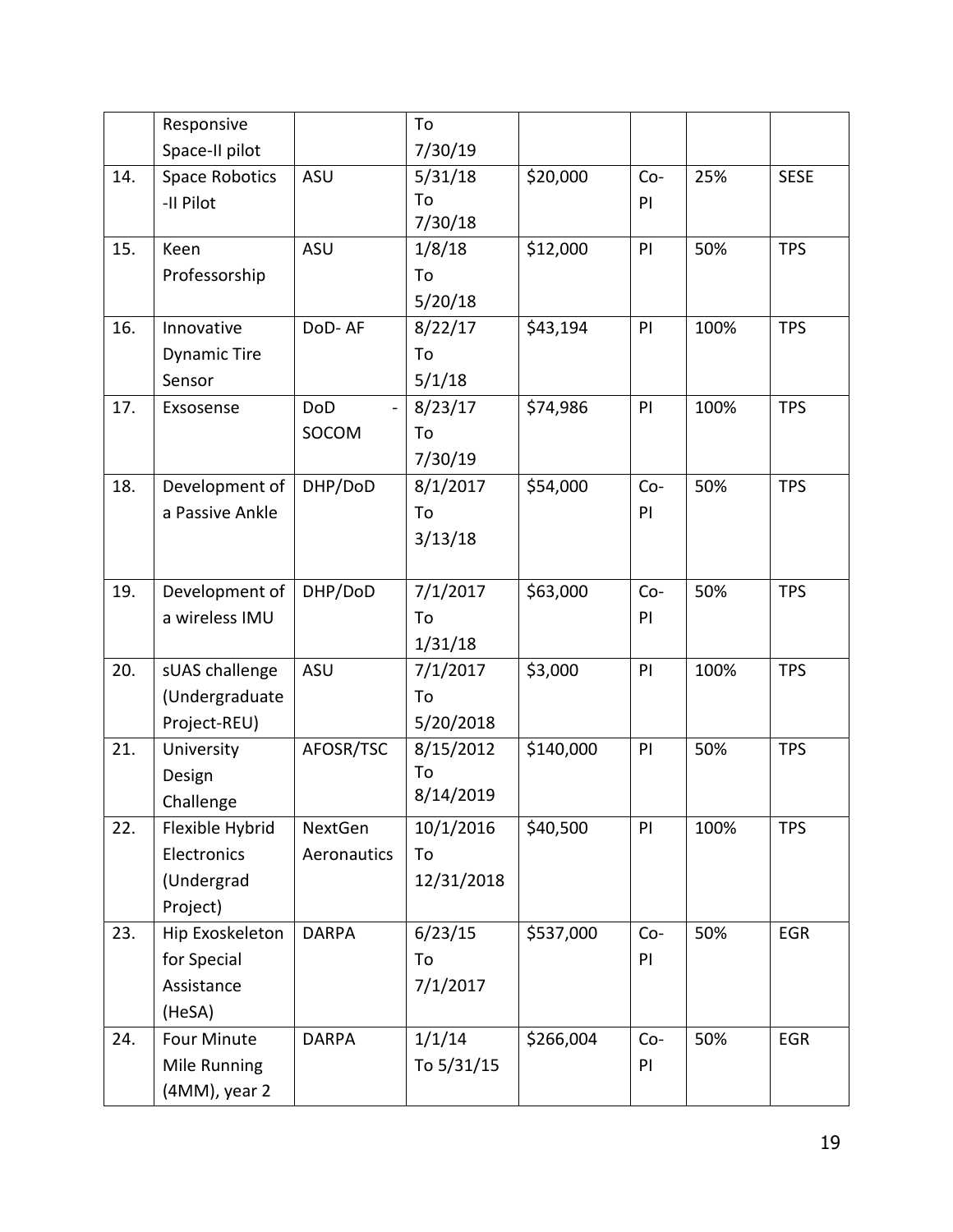| | | | | | | | |
|---|---|---|---|---|---|---|---|
| | Responsive Space-II pilot | | To 7/30/19 | | | | |
| 14. | Space Robotics -II Pilot | ASU | 5/31/18 To 7/30/18 | $20,000 | Co-PI | 25% | SESE |
| 15. | Keen Professorship | ASU | 1/8/18 To 5/20/18 | $12,000 | PI | 50% | TPS |
| 16. | Innovative Dynamic Tire Sensor | DoD- AF | 8/22/17 To 5/1/18 | $43,194 | PI | 100% | TPS |
| 17. | Exsosense | DoD - SOCOM | 8/23/17 To 7/30/19 | $74,986 | PI | 100% | TPS |
| 18. | Development of a Passive Ankle | DHP/DoD | 8/1/2017 To 3/13/18 | $54,000 | Co-PI | 50% | TPS |
| 19. | Development of a wireless IMU | DHP/DoD | 7/1/2017 To 1/31/18 | $63,000 | Co-PI | 50% | TPS |
| 20. | sUAS challenge (Undergraduate Project-REU) | ASU | 7/1/2017 To 5/20/2018 | $3,000 | PI | 100% | TPS |
| 21. | University Design Challenge | AFOSR/TSC | 8/15/2012 To 8/14/2019 | $140,000 | PI | 50% | TPS |
| 22. | Flexible Hybrid Electronics (Undergrad Project) | NextGen Aeronautics | 10/1/2016 To 12/31/2018 | $40,500 | PI | 100% | TPS |
| 23. | Hip Exoskeleton for Special Assistance (HeSA) | DARPA | 6/23/15 To 7/1/2017 | $537,000 | Co-PI | 50% | EGR |
| 24. | Four Minute Mile Running (4MM), year 2 | DARPA | 1/1/14 To 5/31/15 | $266,004 | Co-PI | 50% | EGR |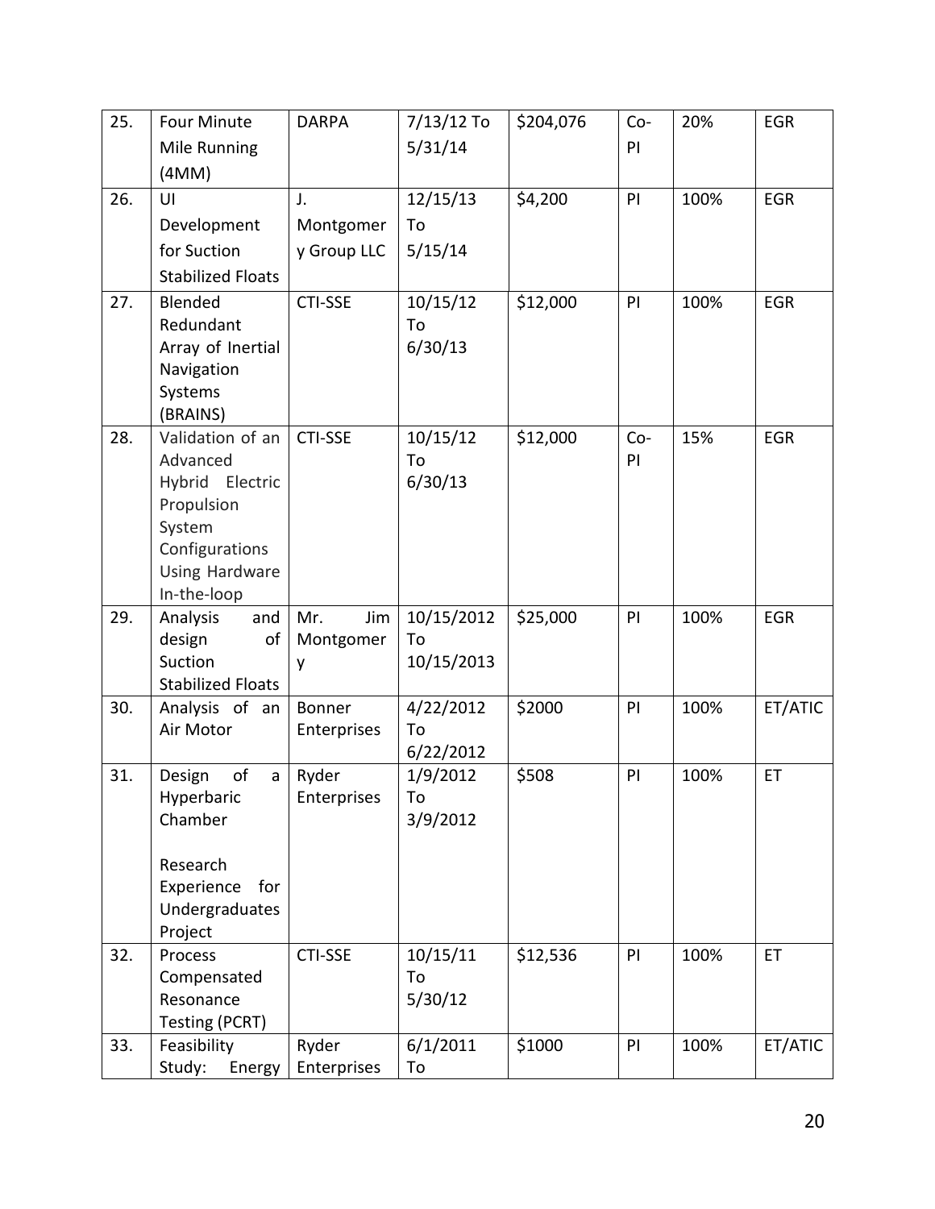| 25. | Four Minute Mile Running (4MM) | DARPA | 7/13/12 To 5/31/14 | $204,076 | Co-PI | 20% | EGR |
|---|---|---|---|---|---|---|---|
| 26. | UI Development for Suction Stabilized Floats | J. Montgomery Group LLC | 12/15/13 To 5/15/14 | $4,200 | PI | 100% | EGR |
| 27. | Blended Redundant Array of Inertial Navigation Systems (BRAINS) | CTI-SSE | 10/15/12 To 6/30/13 | $12,000 | PI | 100% | EGR |
| 28. | Validation of an Advanced Hybrid Electric Propulsion System Configurations Using Hardware In-the-loop | CTI-SSE | 10/15/12 To 6/30/13 | $12,000 | Co-PI | 15% | EGR |
| 29. | Analysis and design of Suction Stabilized Floats | Mr. Jim Montgomery | 10/15/2012 To 10/15/2013 | $25,000 | PI | 100% | EGR |
| 30. | Analysis of an Air Motor | Bonner Enterprises | 4/22/2012 To 6/22/2012 | $2000 | PI | 100% | ET/ATIC |
| 31. | Design of a Hyperbaric Chamber<br><br>Research Experience for Undergraduates Project | Ryder Enterprises | 1/9/2012 To 3/9/2012 | $508 | PI | 100% | ET |
| 32. | Process Compensated Resonance Testing (PCRT) | CTI-SSE | 10/15/11 To 5/30/12 | $12,536 | PI | 100% | ET |
| 33. | Feasibility Study: Energy | Ryder Enterprises | 6/1/2011 To | $1000 | PI | 100% | ET/ATIC |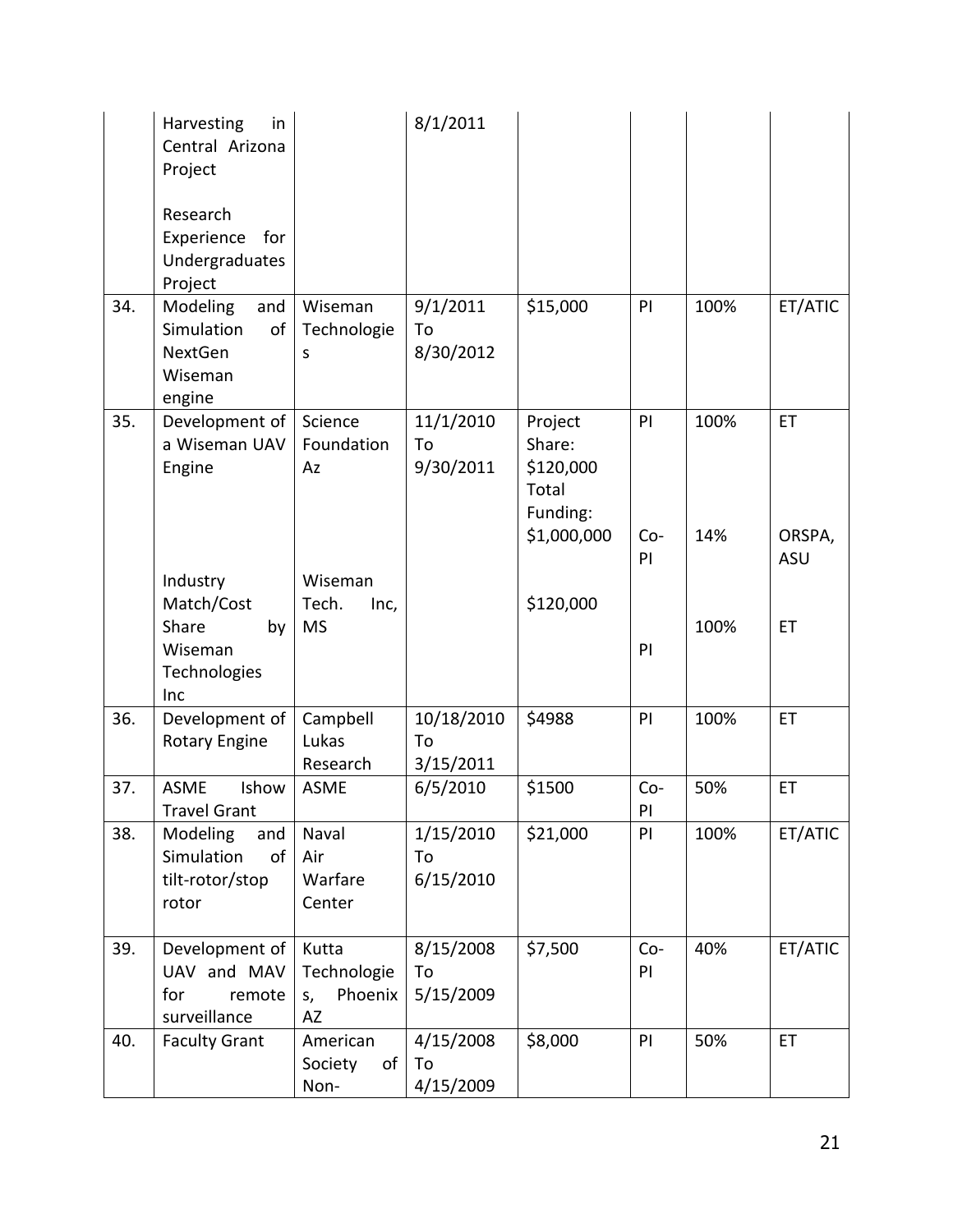| | | | | | | | |
|---|---|---|---|---|---|---|---|
| | Harvesting in Central Arizona Project<br><br>Research Experience for Undergraduates Project | | 8/1/2011 | | | | |
| 34. | Modeling and Simulation of NextGen Wiseman engine | Wiseman Technologies | 9/1/2011 To 8/30/2012 | $15,000 | PI | 100% | ET/ATIC |
| 35. | Development of a Wiseman UAV Engine | Science Foundation Az | 11/1/2010 To 9/30/2011 | Project Share: $120,000 Total Funding: | PI | 100% | ET |
| | | | | $1,000,000 | Co-PI | 14% | ORSPA, ASU |
| | Industry Match/Cost Share by Wiseman Technologies Inc | Wiseman Tech. Inc, MS | | $120,000 | PI | 100% | ET |
| 36. | Development of Rotary Engine | Campbell Lukas Research | 10/18/2010 To 3/15/2011 | $4988 | PI | 100% | ET |
| 37. | ASME Ishow Travel Grant | ASME | 6/5/2010 | $1500 | Co-PI | 50% | ET |
| 38. | Modeling and Simulation of tilt-rotor/stop rotor | Naval Air Warfare Center | 1/15/2010 To 6/15/2010 | $21,000 | PI | 100% | ET/ATIC |
| 39. | Development of UAV and MAV for remote surveillance | Kutta Technologies, Phoenix AZ | 8/15/2008 To 5/15/2009 | $7,500 | Co-PI | 40% | ET/ATIC |
| 40. | Faculty Grant | American Society of Non- | 4/15/2008 To 4/15/2009 | $8,000 | PI | 50% | ET |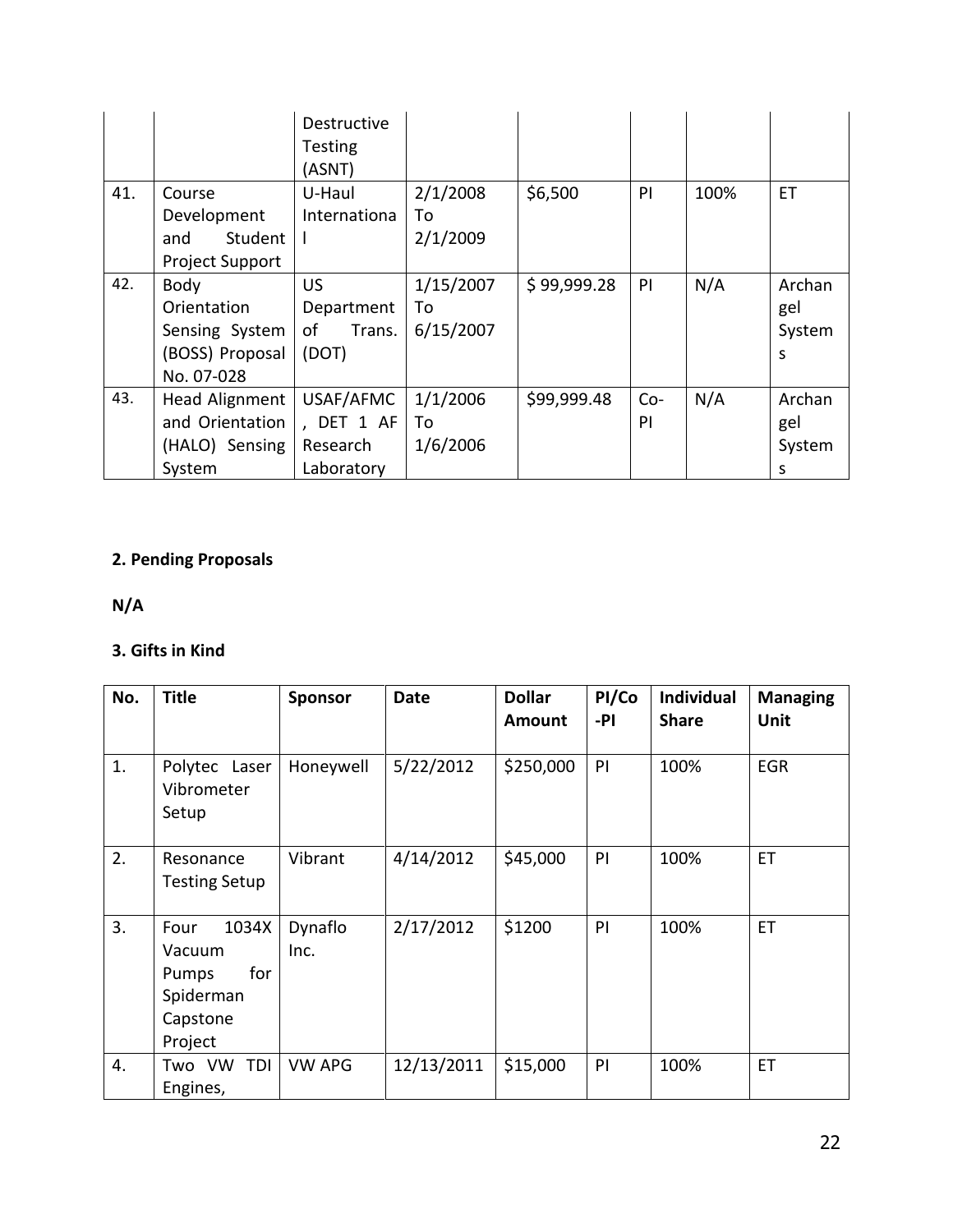| | | Destructive Testing (ASNT) | | | | | |
|---|---|---|---|---|---|---|---|
| 41. | Course Development and Student Project Support | U-Haul International | 2/1/2008 To 2/1/2009 | $6,500 | PI | 100% | ET |
| 42. | Body Orientation Sensing System (BOSS) Proposal No. 07-028 | US Department of Trans. (DOT) | 1/15/2007 To 6/15/2007 | $ 99,999.28 | PI | N/A | Archangel Systems |
| 43. | Head Alignment and Orientation (HALO) Sensing System | USAF/AFMC, DET 1 AF Research Laboratory | 1/1/2006 To 1/6/2006 | $99,999.48 | Co-PI | N/A | Archangel Systems |

**2. Pending Proposals**

**N/A**

**3. Gifts in Kind**

| No. | Title | Sponsor | Date | Dollar Amount | PI/Co-PI | Individual Share | Managing Unit |
|---|---|---|---|---|---|---|---|
| 1. | Polytec Laser Vibrometer Setup | Honeywell | 5/22/2012 | $250,000 | PI | 100% | EGR |
| 2. | Resonance Testing Setup | Vibrant | 4/14/2012 | $45,000 | PI | 100% | ET |
| 3. | Four 1034X Vacuum Pumps for Spiderman Capstone Project | Dynaflo Inc. | 2/17/2012 | $1200 | PI | 100% | ET |
| 4. | Two VW TDI Engines, | VW APG | 12/13/2011 | $15,000 | PI | 100% | ET |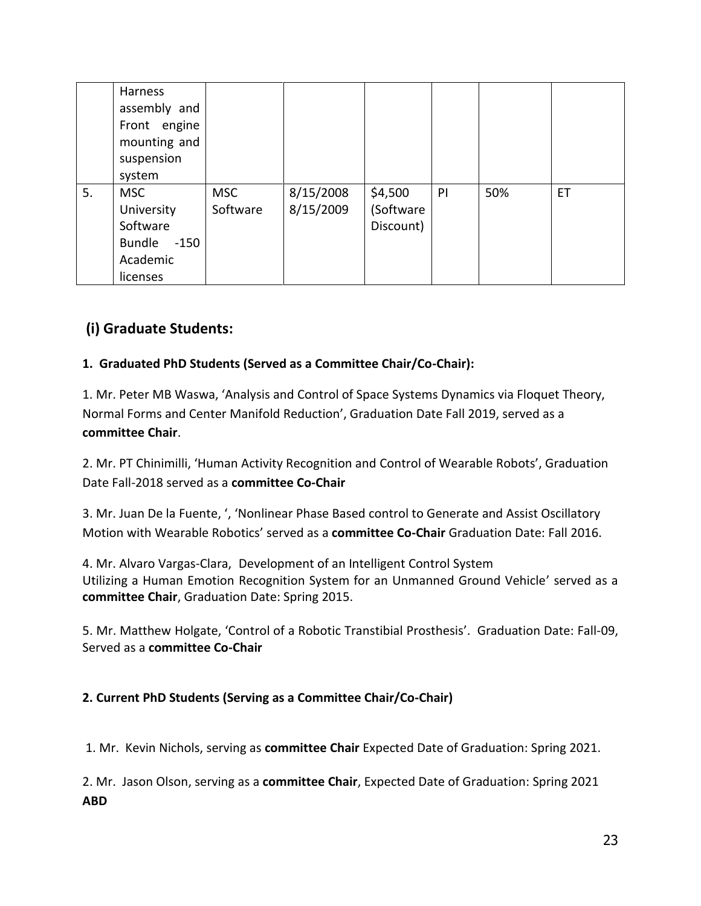|  |  |  |  |  |  |  |  |
|---|---|---|---|---|---|---|---|
|  | Harness assembly and Front engine mounting and suspension system |  |  |  |  |  |  |
| 5. | MSC University Software Bundle -150 Academic licenses | MSC Software | 8/15/2008 8/15/2009 | $4,500 (Software Discount) | PI | 50% | ET |

## (i) Graduate Students:

### 1. Graduated PhD Students (Served as a Committee Chair/Co-Chair):

1. Mr. Peter MB Waswa, 'Analysis and Control of Space Systems Dynamics via Floquet Theory, Normal Forms and Center Manifold Reduction', Graduation Date Fall 2019, served as a **committee Chair**.

2. Mr. PT Chinimilli, 'Human Activity Recognition and Control of Wearable Robots', Graduation Date Fall-2018 served as a **committee Co-Chair**

3. Mr. Juan De la Fuente, ', 'Nonlinear Phase Based control to Generate and Assist Oscillatory Motion with Wearable Robotics' served as a **committee Co-Chair** Graduation Date: Fall 2016.

4. Mr. Alvaro Vargas-Clara, Development of an Intelligent Control System Utilizing a Human Emotion Recognition System for an Unmanned Ground Vehicle' served as a **committee Chair**, Graduation Date: Spring 2015.

5. Mr. Matthew Holgate, 'Control of a Robotic Transtibial Prosthesis'. Graduation Date: Fall-09, Served as a **committee Co-Chair**

### 2. Current PhD Students (Serving as a Committee Chair/Co-Chair)

1. Mr. Kevin Nichols, serving as **committee Chair** Expected Date of Graduation: Spring 2021.

2. Mr. Jason Olson, serving as a **committee Chair**, Expected Date of Graduation: Spring 2021 **ABD**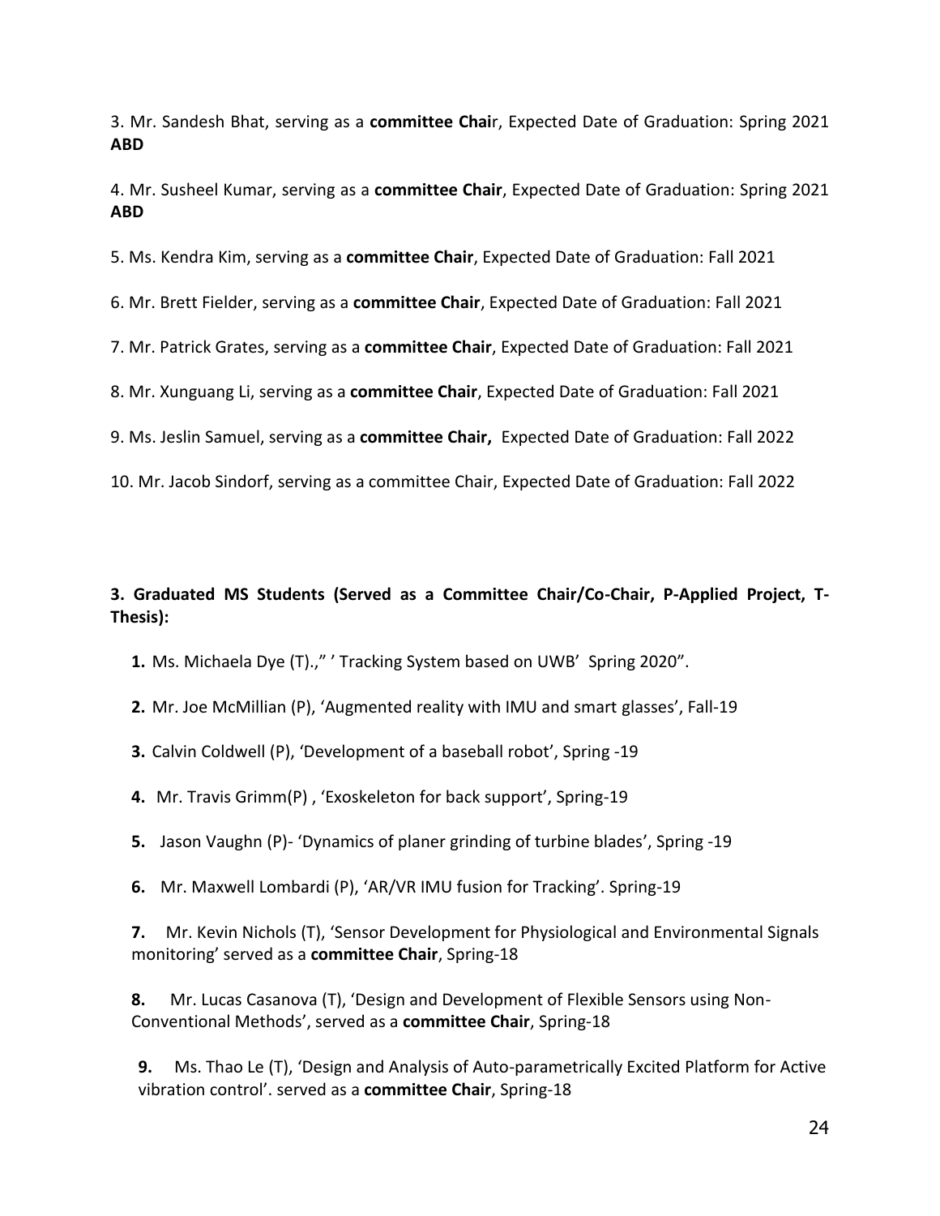3. Mr. Sandesh Bhat, serving as a **committee Chai**r, Expected Date of Graduation: Spring 2021 **ABD**

4. Mr. Susheel Kumar, serving as a **committee Chair**, Expected Date of Graduation: Spring 2021 **ABD**

5. Ms. Kendra Kim, serving as a **committee Chair**, Expected Date of Graduation: Fall 2021

6. Mr. Brett Fielder, serving as a **committee Chair**, Expected Date of Graduation: Fall 2021

7. Mr. Patrick Grates, serving as a **committee Chair**, Expected Date of Graduation: Fall 2021

8. Mr. Xunguang Li, serving as a **committee Chair**, Expected Date of Graduation: Fall 2021

9. Ms. Jeslin Samuel, serving as a **committee Chair,** Expected Date of Graduation: Fall 2022

10. Mr. Jacob Sindorf, serving as a committee Chair, Expected Date of Graduation: Fall 2022

**3. Graduated MS Students (Served as a Committee Chair/Co-Chair, P-Applied Project, T-Thesis):**

**1.** Ms. Michaela Dye (T).," ' Tracking System based on UWB' Spring 2020".

**2.** Mr. Joe McMillian (P), 'Augmented reality with IMU and smart glasses', Fall-19

**3.** Calvin Coldwell (P), 'Development of a baseball robot', Spring -19

**4.** Mr. Travis Grimm(P) , 'Exoskeleton for back support', Spring-19

**5.** Jason Vaughn (P)- 'Dynamics of planer grinding of turbine blades', Spring -19

**6.** Mr. Maxwell Lombardi (P), 'AR/VR IMU fusion for Tracking'. Spring-19

**7.** Mr. Kevin Nichols (T), 'Sensor Development for Physiological and Environmental Signals monitoring' served as a **committee Chair**, Spring-18

**8.** Mr. Lucas Casanova (T), 'Design and Development of Flexible Sensors using Non-Conventional Methods', served as a **committee Chair**, Spring-18

**9.** Ms. Thao Le (T), 'Design and Analysis of Auto-parametrically Excited Platform for Active vibration control'. served as a **committee Chair**, Spring-18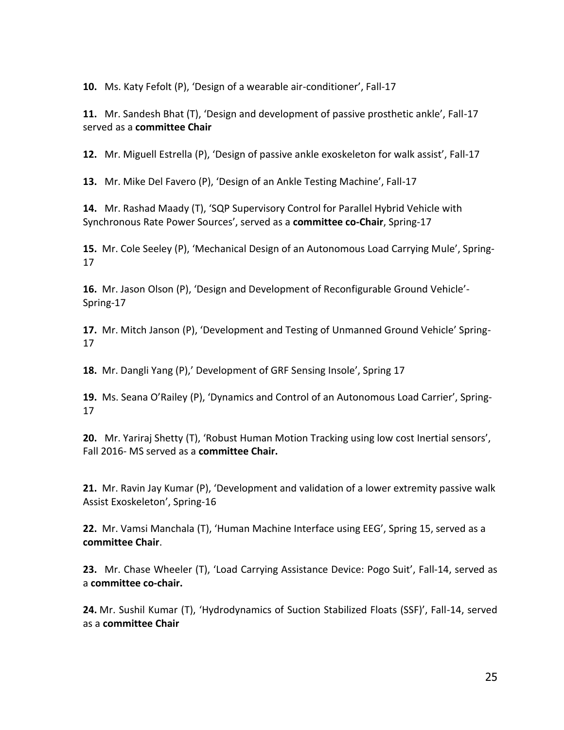**10.** Ms. Katy Fefolt (P), 'Design of a wearable air-conditioner', Fall-17

**11.** Mr. Sandesh Bhat (T), 'Design and development of passive prosthetic ankle', Fall-17 served as a **committee Chair**

**12.** Mr. Miguell Estrella (P), 'Design of passive ankle exoskeleton for walk assist', Fall-17

**13.** Mr. Mike Del Favero (P), 'Design of an Ankle Testing Machine', Fall-17

**14.** Mr. Rashad Maady (T), 'SQP Supervisory Control for Parallel Hybrid Vehicle with Synchronous Rate Power Sources', served as a **committee co-Chair**, Spring-17

**15.** Mr. Cole Seeley (P), 'Mechanical Design of an Autonomous Load Carrying Mule', Spring-17

**16.** Mr. Jason Olson (P), 'Design and Development of Reconfigurable Ground Vehicle'-Spring-17

**17.** Mr. Mitch Janson (P), 'Development and Testing of Unmanned Ground Vehicle' Spring-17

**18.** Mr. Dangli Yang (P),' Development of GRF Sensing Insole', Spring 17

**19.** Ms. Seana O'Railey (P), 'Dynamics and Control of an Autonomous Load Carrier', Spring-17

**20.** Mr. Yariraj Shetty (T), 'Robust Human Motion Tracking using low cost Inertial sensors', Fall 2016- MS served as a **committee Chair.**

**21.** Mr. Ravin Jay Kumar (P), 'Development and validation of a lower extremity passive walk Assist Exoskeleton', Spring-16

**22.** Mr. Vamsi Manchala (T), 'Human Machine Interface using EEG', Spring 15, served as a **committee Chair**.

**23.** Mr. Chase Wheeler (T), 'Load Carrying Assistance Device: Pogo Suit', Fall-14, served as a **committee co-chair.**

**24.** Mr. Sushil Kumar (T), 'Hydrodynamics of Suction Stabilized Floats (SSF)', Fall-14, served as a **committee Chair**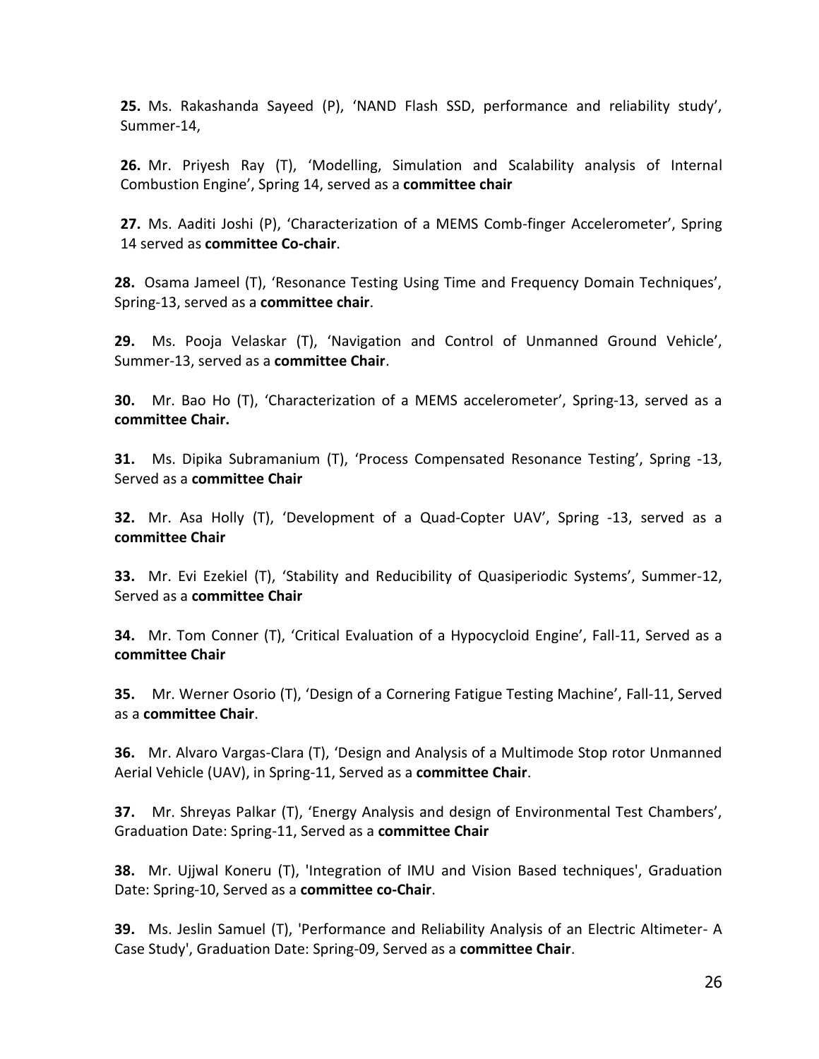**25.** Ms. Rakashanda Sayeed (P), 'NAND Flash SSD, performance and reliability study', Summer-14,

**26.** Mr. Priyesh Ray (T), 'Modelling, Simulation and Scalability analysis of Internal Combustion Engine', Spring 14, served as a **committee chair**

**27.** Ms. Aaditi Joshi (P), 'Characterization of a MEMS Comb-finger Accelerometer', Spring 14 served as **committee Co-chair**.

**28.** Osama Jameel (T), 'Resonance Testing Using Time and Frequency Domain Techniques', Spring-13, served as a **committee chair**.

**29.** Ms. Pooja Velaskar (T), 'Navigation and Control of Unmanned Ground Vehicle', Summer-13, served as a **committee Chair**.

**30.** Mr. Bao Ho (T), 'Characterization of a MEMS accelerometer', Spring-13, served as a **committee Chair.**

**31.** Ms. Dipika Subramanium (T), 'Process Compensated Resonance Testing', Spring -13, Served as a **committee Chair**

**32.** Mr. Asa Holly (T), 'Development of a Quad-Copter UAV', Spring -13, served as a **committee Chair**

**33.** Mr. Evi Ezekiel (T), 'Stability and Reducibility of Quasiperiodic Systems', Summer-12, Served as a **committee Chair**

**34.** Mr. Tom Conner (T), 'Critical Evaluation of a Hypocycloid Engine', Fall-11, Served as a **committee Chair**

**35.** Mr. Werner Osorio (T), 'Design of a Cornering Fatigue Testing Machine', Fall-11, Served as a **committee Chair**.

**36.** Mr. Alvaro Vargas-Clara (T), 'Design and Analysis of a Multimode Stop rotor Unmanned Aerial Vehicle (UAV), in Spring-11, Served as a **committee Chair**.

**37.** Mr. Shreyas Palkar (T), 'Energy Analysis and design of Environmental Test Chambers', Graduation Date: Spring-11, Served as a **committee Chair**

**38.** Mr. Ujjwal Koneru (T), 'Integration of IMU and Vision Based techniques', Graduation Date: Spring-10, Served as a **committee co-Chair**.

**39.** Ms. Jeslin Samuel (T), 'Performance and Reliability Analysis of an Electric Altimeter- A Case Study', Graduation Date: Spring-09, Served as a **committee Chair**.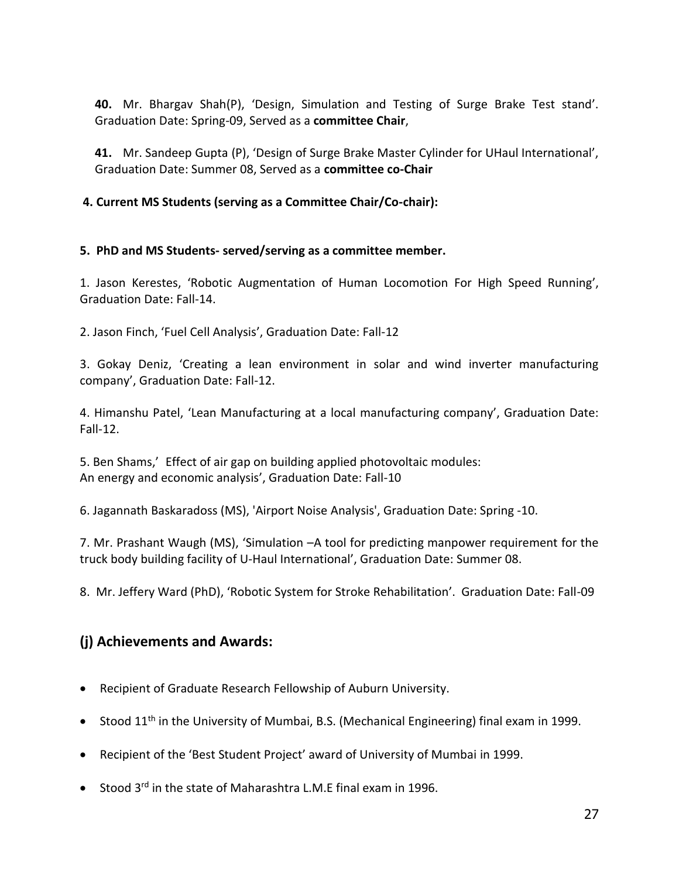**40.** Mr. Bhargav Shah(P), 'Design, Simulation and Testing of Surge Brake Test stand'. Graduation Date: Spring-09, Served as a **committee Chair**,

**41.** Mr. Sandeep Gupta (P), 'Design of Surge Brake Master Cylinder for UHaul International', Graduation Date: Summer 08, Served as a **committee co-Chair**

**4. Current MS Students (serving as a Committee Chair/Co-chair):**

**5. PhD and MS Students- served/serving as a committee member.**

1. Jason Kerestes, 'Robotic Augmentation of Human Locomotion For High Speed Running', Graduation Date: Fall-14.

2. Jason Finch, 'Fuel Cell Analysis', Graduation Date: Fall-12

3. Gokay Deniz, 'Creating a lean environment in solar and wind inverter manufacturing company', Graduation Date: Fall-12.

4. Himanshu Patel, 'Lean Manufacturing at a local manufacturing company', Graduation Date: Fall-12.

5. Ben Shams,' Effect of air gap on building applied photovoltaic modules: An energy and economic analysis', Graduation Date: Fall-10

6. Jagannath Baskaradoss (MS), 'Airport Noise Analysis', Graduation Date: Spring -10.

7. Mr. Prashant Waugh (MS), 'Simulation –A tool for predicting manpower requirement for the truck body building facility of U-Haul International', Graduation Date: Summer 08.

8. Mr. Jeffery Ward (PhD), 'Robotic System for Stroke Rehabilitation'. Graduation Date: Fall-09

## (j) Achievements and Awards:

- Recipient of Graduate Research Fellowship of Auburn University.
- Stood 11th in the University of Mumbai, B.S. (Mechanical Engineering) final exam in 1999.
- Recipient of the 'Best Student Project' award of University of Mumbai in 1999.
- Stood 3rd in the state of Maharashtra L.M.E final exam in 1996.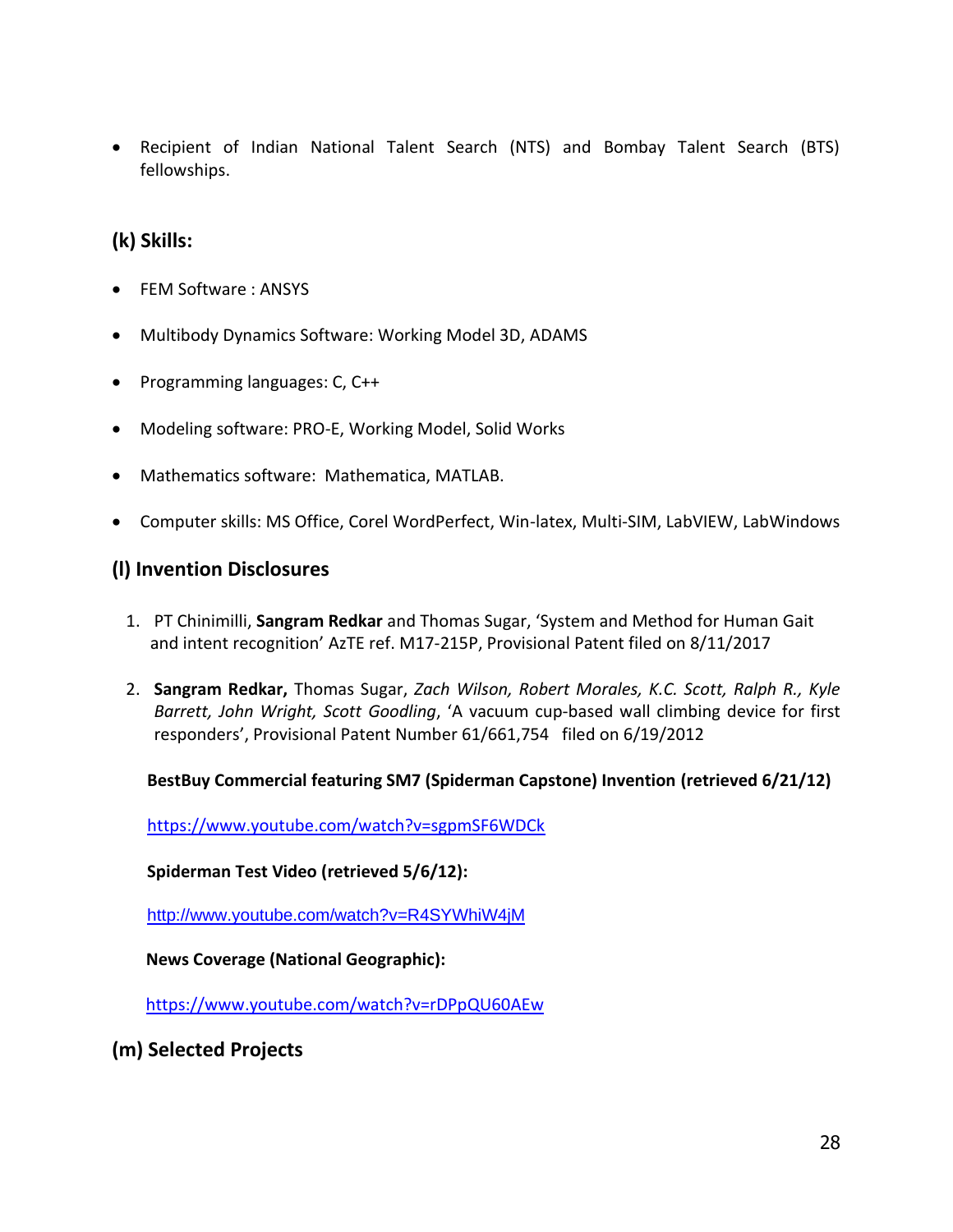- Recipient of Indian National Talent Search (NTS) and Bombay Talent Search (BTS) fellowships.

## (k) Skills:

- FEM Software : ANSYS
- Multibody Dynamics Software: Working Model 3D, ADAMS
- Programming languages: C, C++
- Modeling software: PRO-E, Working Model, Solid Works
- Mathematics software: Mathematica, MATLAB.
- Computer skills: MS Office, Corel WordPerfect, Win-latex, Multi-SIM, LabVIEW, LabWindows

## (l) Invention Disclosures

1. PT Chinimilli, **Sangram Redkar** and Thomas Sugar, 'System and Method for Human Gait and intent recognition' AzTE ref. M17-215P, Provisional Patent filed on 8/11/2017

2. **Sangram Redkar,** Thomas Sugar, *Zach Wilson, Robert Morales, K.C. Scott, Ralph R., Kyle Barrett, John Wright, Scott Goodling*, 'A vacuum cup-based wall climbing device for first responders', Provisional Patent Number 61/661,754 filed on 6/19/2012

   **BestBuy Commercial featuring SM7 (Spiderman Capstone) Invention (retrieved 6/21/12)**

   https://www.youtube.com/watch?v=sgpmSF6WDCk

   **Spiderman Test Video (retrieved 5/6/12):**

   http://www.youtube.com/watch?v=R4SYWhiW4jM

   **News Coverage (National Geographic):**

   https://www.youtube.com/watch?v=rDPpQU60AEw

## (m) Selected Projects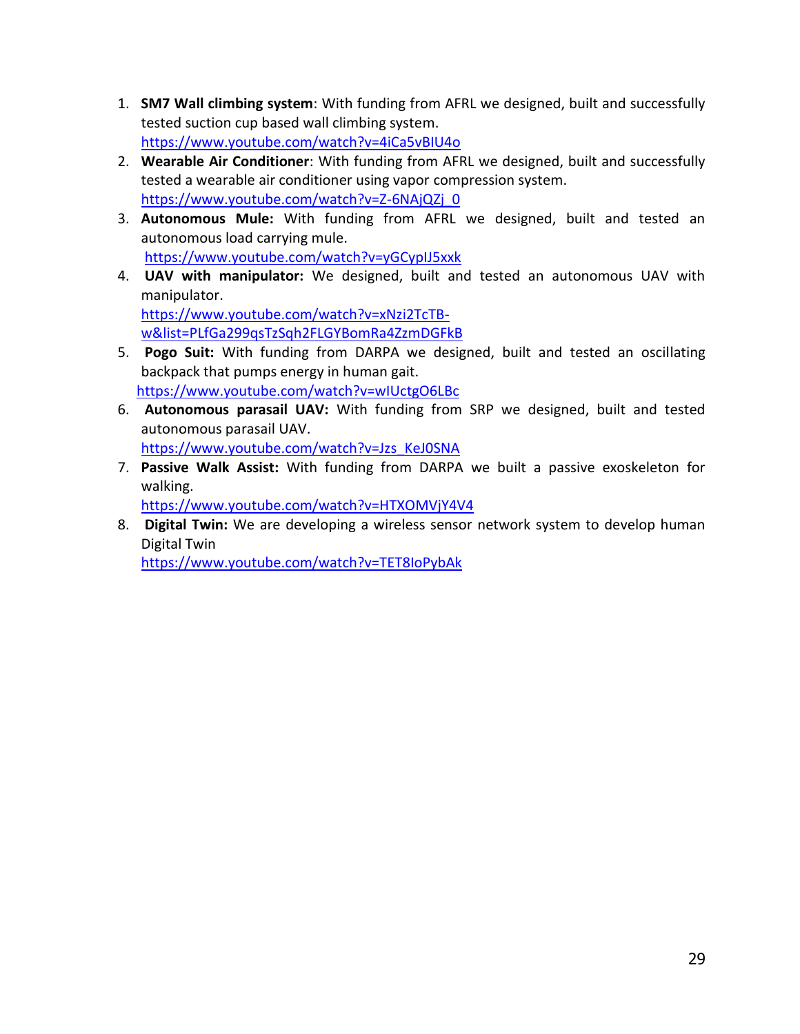1. **SM7 Wall climbing system**: With funding from AFRL we designed, built and successfully tested suction cup based wall climbing system.
   https://www.youtube.com/watch?v=4iCa5vBIU4o
2. **Wearable Air Conditioner**: With funding from AFRL we designed, built and successfully tested a wearable air conditioner using vapor compression system.
   https://www.youtube.com/watch?v=Z-6NAjQZj_0
3. **Autonomous Mule:** With funding from AFRL we designed, built and tested an autonomous load carrying mule.
   https://www.youtube.com/watch?v=yGCypIJ5xxk
4. **UAV with manipulator:** We designed, built and tested an autonomous UAV with manipulator.
   https://www.youtube.com/watch?v=xNzi2TcTB-w&list=PLfGa299qsTzSqh2FLGYBomRa4ZzmDGFkB
5. **Pogo Suit:** With funding from DARPA we designed, built and tested an oscillating backpack that pumps energy in human gait.
   https://www.youtube.com/watch?v=wIUctgO6LBc
6. **Autonomous parasail UAV:** With funding from SRP we designed, built and tested autonomous parasail UAV.
   https://www.youtube.com/watch?v=Jzs_KeJ0SNA
7. **Passive Walk Assist:** With funding from DARPA we built a passive exoskeleton for walking.
   https://www.youtube.com/watch?v=HTXOMVjY4V4
8. **Digital Twin:** We are developing a wireless sensor network system to develop human Digital Twin
   https://www.youtube.com/watch?v=TET8IoPybAk